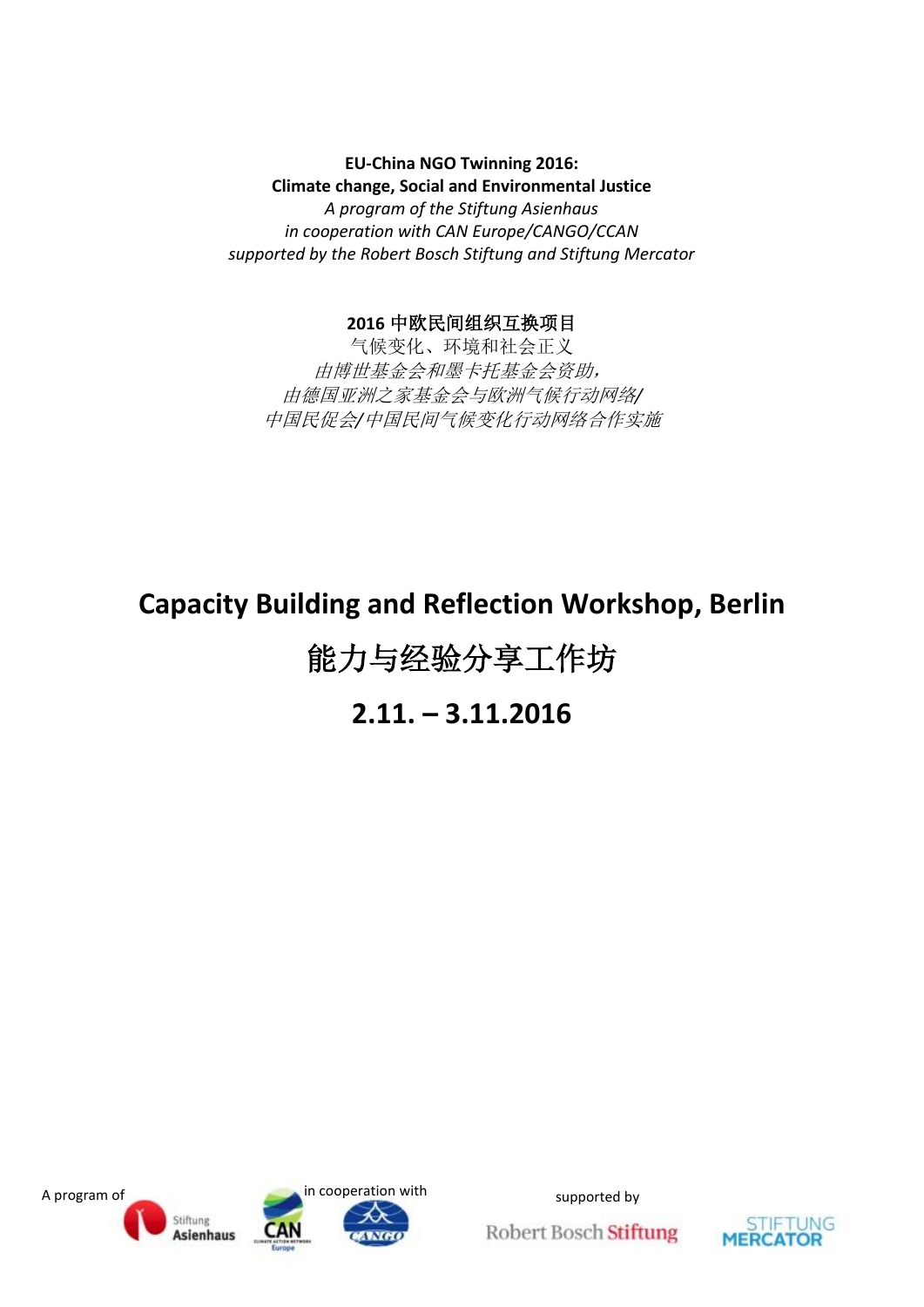**EU-China NGO Twinning 2016:**
**Climate change, Social and Environmental Justice**
*A program of the Stiftung Asienhaus*
*in cooperation with CAN Europe/CANGO/CCAN*
*supported by the Robert Bosch Stiftung and Stiftung Mercator*

**2016 中欧民间组织互换项目**
气候变化、环境和社会正义
*由博世基金会和墨卡托基金会资助，*
*由德国亚洲之家基金会与欧洲气候行动网络/*
*中国民促会/中国民间气候变化行动网络合作实施*

# Capacity Building and Reflection Workshop, Berlin

# 能力与经验分享工作坊

# 2.11. – 3.11.2016

A program of Stiftung Asienhaus

in cooperation with CAN Europe, CANGO

supported by Robert Bosch Stiftung, Stiftung Mercator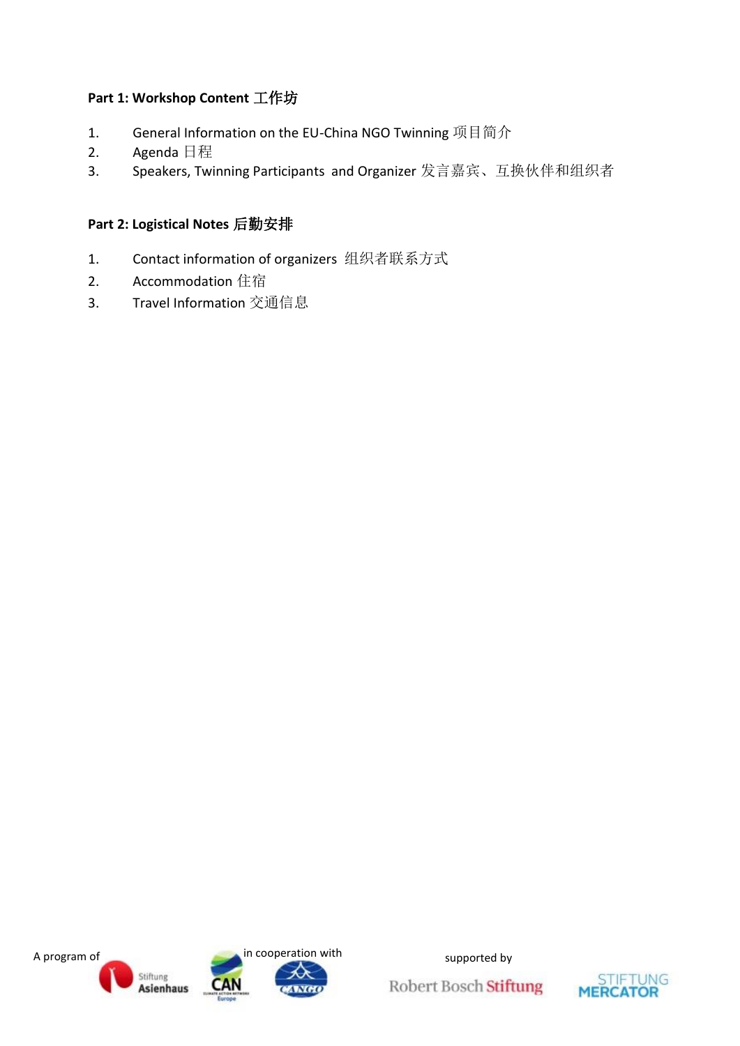**Part 1: Workshop Content 工作坊**

1. General Information on the EU-China NGO Twinning 项目简介
2. Agenda 日程
3. Speakers, Twinning Participants and Organizer 发言嘉宾、互换伙伴和组织者

**Part 2: Logistical Notes 后勤安排**

1. Contact information of organizers 组织者联系方式
2. Accommodation 住宿
3. Travel Information 交通信息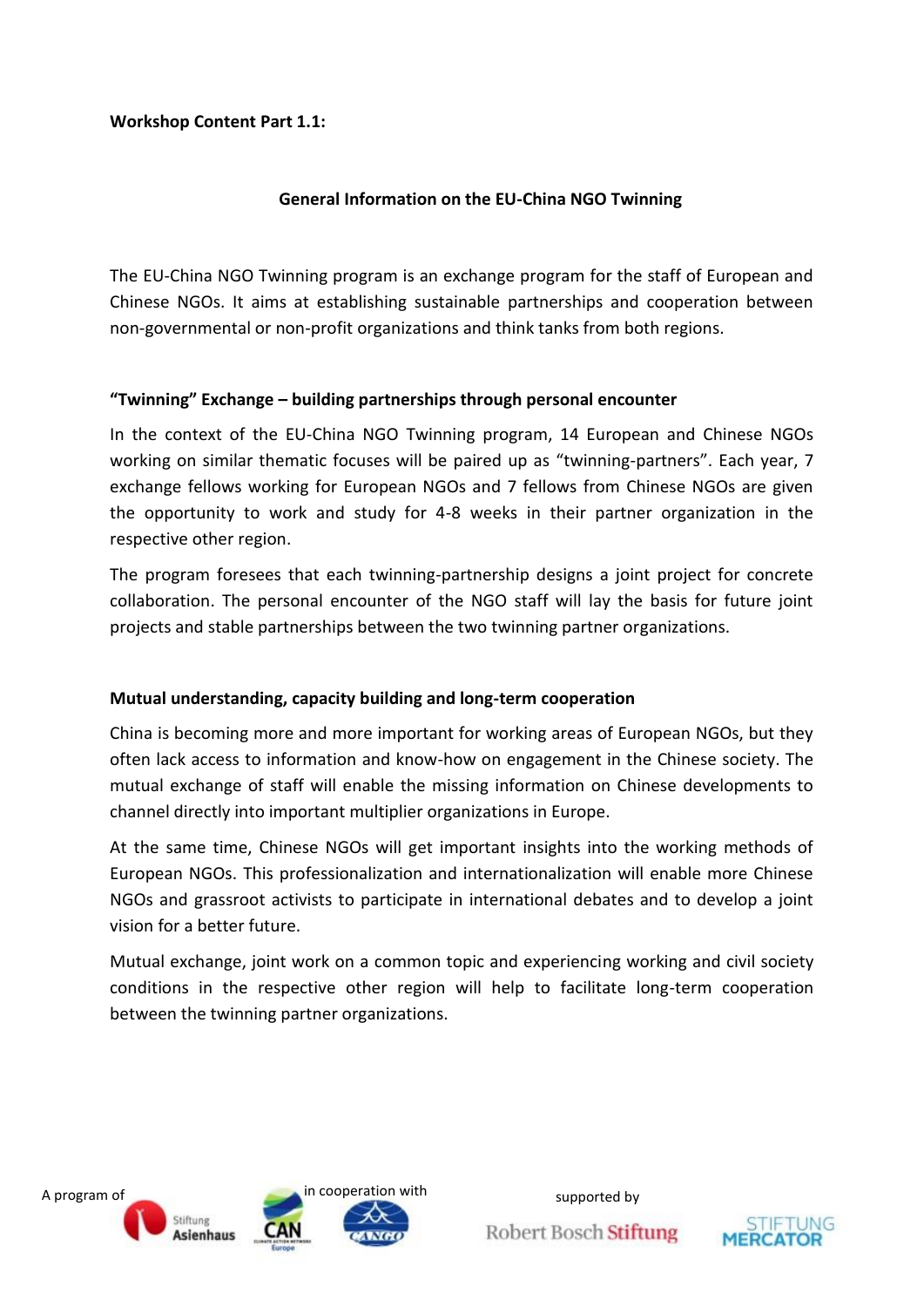**Workshop Content Part 1.1:**

## General Information on the EU-China NGO Twinning

The EU-China NGO Twinning program is an exchange program for the staff of European and Chinese NGOs. It aims at establishing sustainable partnerships and cooperation between non-governmental or non-profit organizations and think tanks from both regions.

### "Twinning" Exchange – building partnerships through personal encounter

In the context of the EU-China NGO Twinning program, 14 European and Chinese NGOs working on similar thematic focuses will be paired up as "twinning-partners". Each year, 7 exchange fellows working for European NGOs and 7 fellows from Chinese NGOs are given the opportunity to work and study for 4-8 weeks in their partner organization in the respective other region.

The program foresees that each twinning-partnership designs a joint project for concrete collaboration. The personal encounter of the NGO staff will lay the basis for future joint projects and stable partnerships between the two twinning partner organizations.

### Mutual understanding, capacity building and long-term cooperation

China is becoming more and more important for working areas of European NGOs, but they often lack access to information and know-how on engagement in the Chinese society. The mutual exchange of staff will enable the missing information on Chinese developments to channel directly into important multiplier organizations in Europe.

At the same time, Chinese NGOs will get important insights into the working methods of European NGOs. This professionalization and internationalization will enable more Chinese NGOs and grassroot activists to participate in international debates and to develop a joint vision for a better future.

Mutual exchange, joint work on a common topic and experiencing working and civil society conditions in the respective other region will help to facilitate long-term cooperation between the twinning partner organizations.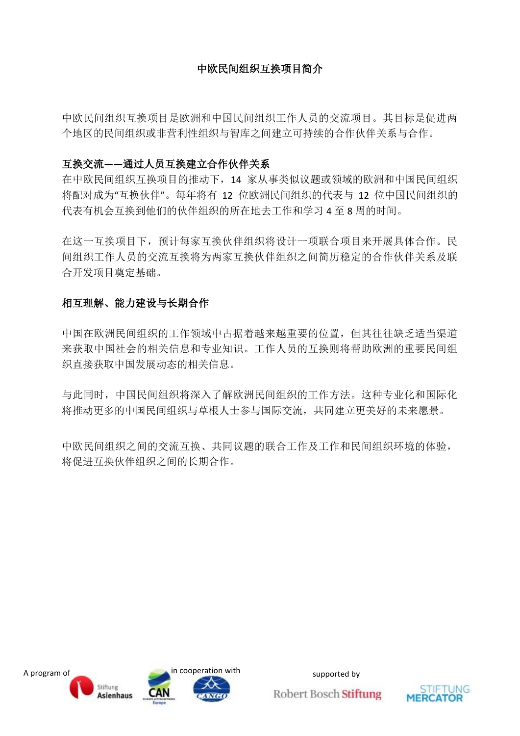# 中欧民间组织互换项目简介

中欧民间组织互换项目是欧洲和中国民间组织工作人员的交流项目。其目标是促进两个地区的民间组织或非营利性组织与智库之间建立可持续的合作伙伴关系与合作。

**互换交流——通过人员互换建立合作伙伴关系**

在中欧民间组织互换项目的推动下，14 家从事类似议题或领域的欧洲和中国民间组织将配对成为“互换伙伴”。每年将有 12 位欧洲民间组织的代表与 12 位中国民间组织的代表有机会互换到他们的伙伴组织的所在地去工作和学习 4 至 8 周的时间。

在这一互换项目下，预计每家互换伙伴组织将设计一项联合项目来开展具体合作。民间组织工作人员的交流互换将为两家互换伙伴组织之间简历稳定的合作伙伴关系及联合开发项目奠定基础。

**相互理解、能力建设与长期合作**

中国在欧洲民间组织的工作领域中占据着越来越重要的位置，但其往往缺乏适当渠道来获取中国社会的相关信息和专业知识。工作人员的互换则将帮助欧洲的重要民间组织直接获取中国发展动态的相关信息。

与此同时，中国民间组织将深入了解欧洲民间组织的工作方法。这种专业化和国际化将推动更多的中国民间组织与草根人士参与国际交流，共同建立更美好的未来愿景。

中欧民间组织之间的交流互换、共同议题的联合工作及工作和民间组织环境的体验，将促进互换伙伴组织之间的长期合作。

A program of Stiftung Asienhaus — in cooperation with CAN Climate Action Network Europe, CANGO — supported by Robert Bosch Stiftung, Stiftung Mercator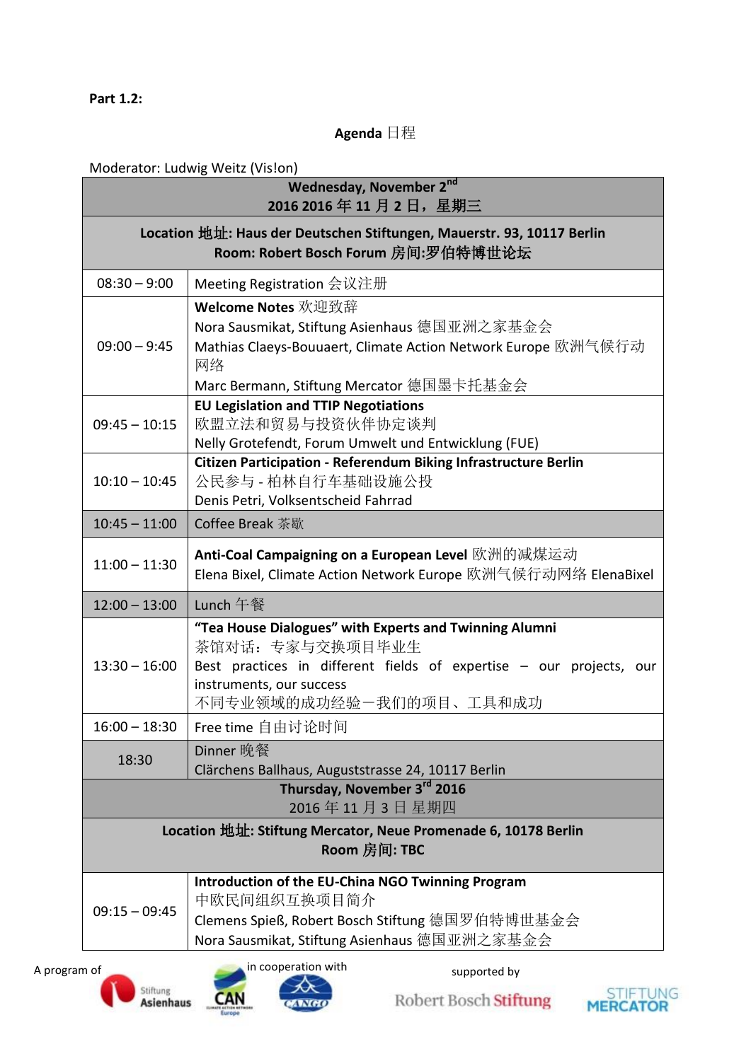**Part 1.2:**

**Agenda** 日程

Moderator: Ludwig Weitz (Vis!on)

| **Wednesday, November 2nd**<br>**2016 2016 年 11 月 2 日，星期三** | |
|---|---|
| **Location 地址: Haus der Deutschen Stiftungen, Mauerstr. 93, 10117 Berlin**<br>**Room: Robert Bosch Forum 房间:罗伯特博世论坛** | |
| 08:30 – 9:00 | Meeting Registration 会议注册 |
| 09:00 – 9:45 | **Welcome Notes** 欢迎致辞<br>Nora Sausmikat, Stiftung Asienhaus 德国亚洲之家基金会<br>Mathias Claeys-Bouuaert, Climate Action Network Europe 欧洲气候行动网络<br>Marc Bermann, Stiftung Mercator 德国墨卡托基金会 |
| 09:45 – 10:15 | **EU Legislation and TTIP Negotiations**<br>欧盟立法和贸易与投资伙伴协定谈判<br>Nelly Grotefendt, Forum Umwelt und Entwicklung (FUE) |
| 10:10 – 10:45 | **Citizen Participation - Referendum Biking Infrastructure Berlin**<br>公民参与 - 柏林自行车基础设施公投<br>Denis Petri, Volksentscheid Fahrrad |
| 10:45 – 11:00 | Coffee Break 茶歇 |
| 11:00 – 11:30 | **Anti-Coal Campaigning on a European Level** 欧洲的减煤运动<br>Elena Bixel, Climate Action Network Europe 欧洲气候行动网络 ElenaBixel |
| 12:00 – 13:00 | Lunch 午餐 |
| 13:30 – 16:00 | **"Tea House Dialogues" with Experts and Twinning Alumni**<br>茶馆对话：专家与交换项目毕业生<br>Best practices in different fields of expertise – our projects, our instruments, our success<br>不同专业领域的成功经验－我们的项目、工具和成功 |
| 16:00 – 18:30 | Free time 自由讨论时间 |
| 18:30 | Dinner 晚餐<br>Clärchens Ballhaus, Auguststrasse 24, 10117 Berlin |
| **Thursday, November 3rd 2016**<br>2016 年 11 月 3 日 星期四 | |
| **Location 地址: Stiftung Mercator, Neue Promenade 6, 10178 Berlin**<br>**Room 房间: TBC** | |
| 09:15 – 09:45 | **Introduction of the EU-China NGO Twinning Program**<br>中欧民间组织互换项目简介<br>Clemens Spieß, Robert Bosch Stiftung 德国罗伯特博世基金会<br>Nora Sausmikat, Stiftung Asienhaus 德国亚洲之家基金会 |

A program of Stiftung Asienhaus in cooperation with CAN Climate Action Network Europe, CANGO supported by Robert Bosch Stiftung, Stiftung Mercator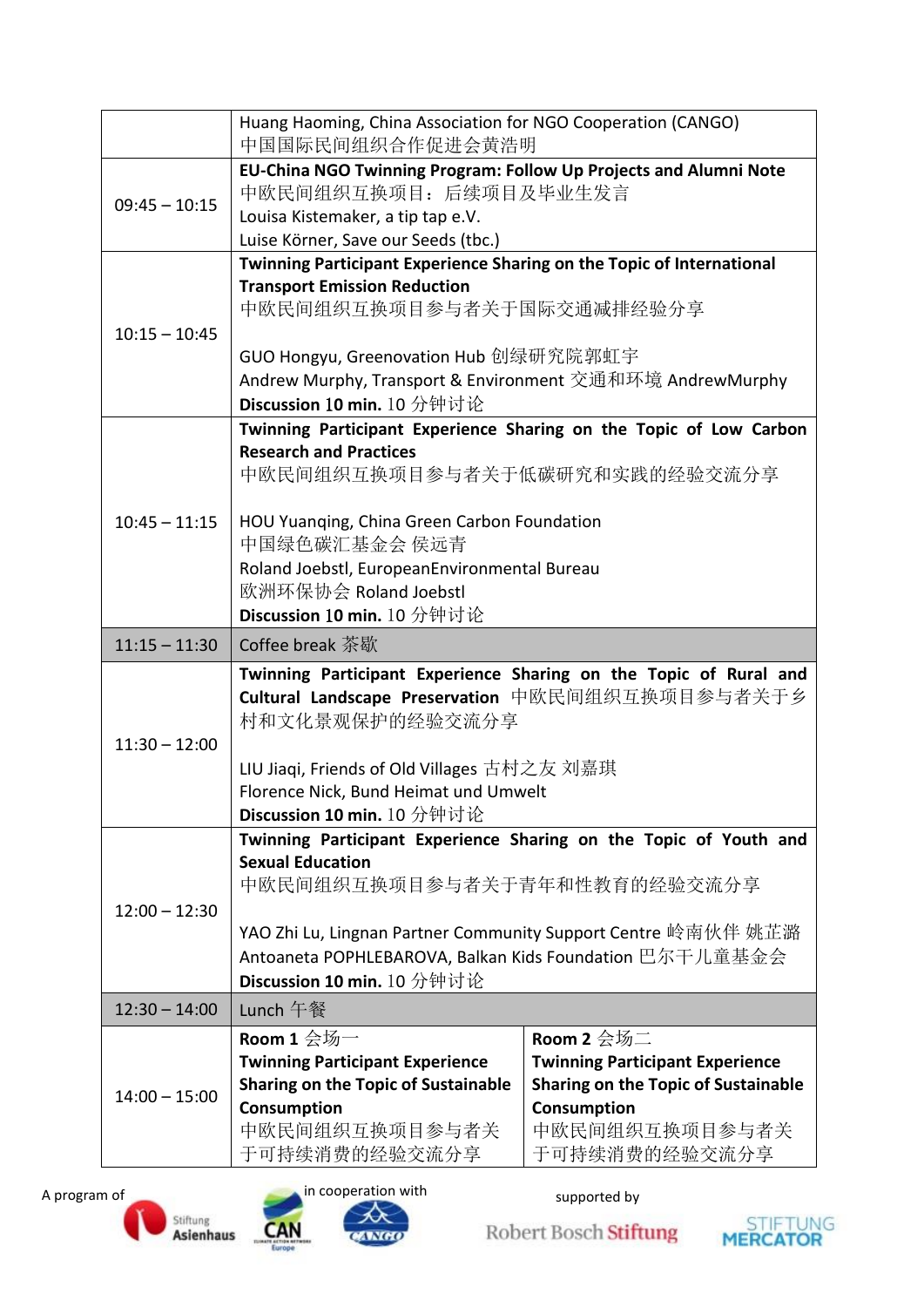| | |
|---|---|
| | Huang Haoming, China Association for NGO Cooperation (CANGO)<br>中国国际民间组织合作促进会黄浩明 |
| 09:45 – 10:15 | **EU-China NGO Twinning Program: Follow Up Projects and Alumni Note**<br>中欧民间组织互换项目：后续项目及毕业生发言<br>Louisa Kistemaker, a tip tap e.V.<br>Luise Körner, Save our Seeds (tbc.) |
| 10:15 – 10:45 | **Twinning Participant Experience Sharing on the Topic of International Transport Emission Reduction**<br>中欧民间组织互换项目参与者关于国际交通减排经验分享<br><br>GUO Hongyu, Greenovation Hub 创绿研究院郭虹宇<br>Andrew Murphy, Transport & Environment 交通和环境 AndrewMurphy<br>**Discussion 10 min.** 10 分钟讨论 |
| 10:45 – 11:15 | **Twinning Participant Experience Sharing on the Topic of Low Carbon Research and Practices**<br>中欧民间组织互换项目参与者关于低碳研究和实践的经验交流分享<br><br>HOU Yuanqing, China Green Carbon Foundation<br>中国绿色碳汇基金会 侯远青<br>Roland Joebstl, EuropeanEnvironmental Bureau<br>欧洲环保协会 Roland Joebstl<br>**Discussion 10 min.** 10 分钟讨论 |
| 11:15 – 11:30 | Coffee break 茶歇 |
| 11:30 – 12:00 | **Twinning Participant Experience Sharing on the Topic of Rural and Cultural Landscape Preservation** 中欧民间组织互换项目参与者关于乡村和文化景观保护的经验交流分享<br><br>LIU Jiaqi, Friends of Old Villages 古村之友 刘嘉琪<br>Florence Nick, Bund Heimat und Umwelt<br>**Discussion 10 min.** 10 分钟讨论 |
| 12:00 – 12:30 | **Twinning Participant Experience Sharing on the Topic of Youth and Sexual Education**<br>中欧民间组织互换项目参与者关于青年和性教育的经验交流分享<br><br>YAO Zhi Lu, Lingnan Partner Community Support Centre 岭南伙伴 姚芷潞<br>Antoaneta POPHLEBAROVA, Balkan Kids Foundation 巴尔干儿童基金会<br>**Discussion 10 min.** 10 分钟讨论 |
| 12:30 – 14:00 | Lunch 午餐 |
| 14:00 – 15:00 | **Room 1** 会场一<br>**Twinning Participant Experience Sharing on the Topic of Sustainable Consumption**<br>中欧民间组织互换项目参与者关于可持续消费的经验交流分享<br><br>**Room 2** 会场二<br>**Twinning Participant Experience Sharing on the Topic of Sustainable Consumption**<br>中欧民间组织互换项目参与者关于可持续消费的经验交流分享 |

A program of Stiftung Asienhaus in cooperation with CAN Europe, CANGO supported by Robert Bosch Stiftung, Stiftung Mercator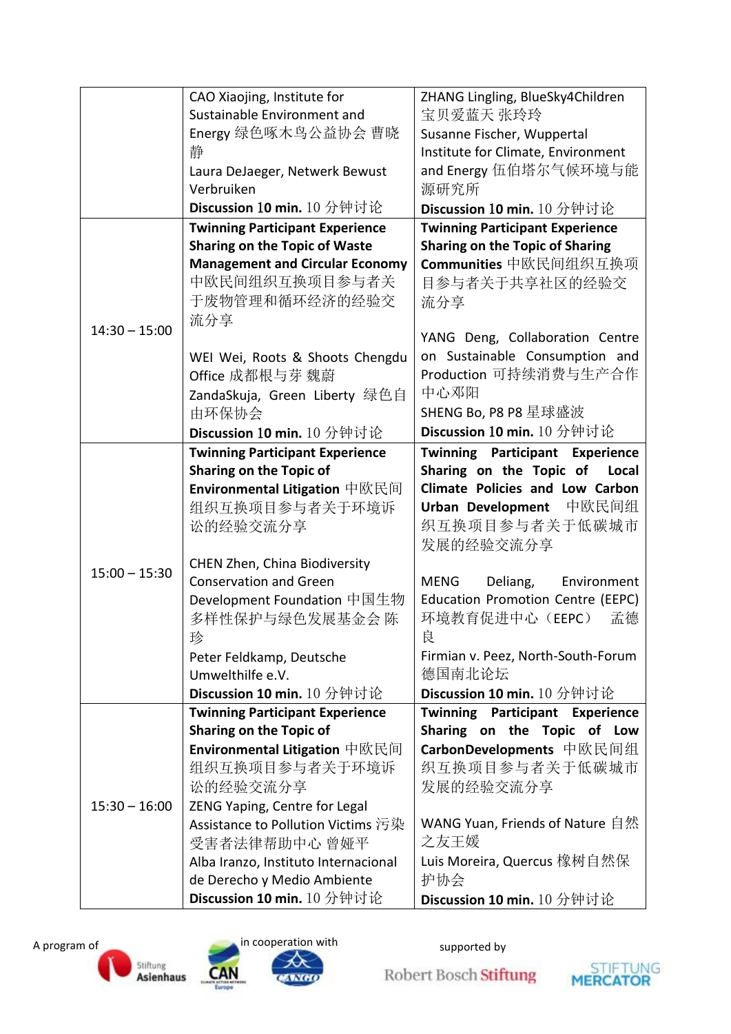| | | |
|---|---|---|
| | CAO Xiaojing, Institute for Sustainable Environment and Energy 绿色啄木鸟公益协会 曹晓静<br>Laura DeJaeger, Netwerk Bewust Verbruiken<br>**Discussion 10 min.** 10 分钟讨论 | ZHANG Lingling, BlueSky4Children 宝贝爱蓝天 张玲玲<br>Susanne Fischer, Wuppertal Institute for Climate, Environment and Energy 伍伯塔尔气候环境与能源研究所<br>**Discussion 10 min.** 10 分钟讨论 |
| 14:30 – 15:00 | **Twinning Participant Experience Sharing on the Topic of Waste Management and Circular Economy** 中欧民间组织互换项目参与者关于废物管理和循环经济的经验交流分享<br><br>WEI Wei, Roots & Shoots Chengdu Office 成都根与芽 魏蔚<br>ZandaSkuja, Green Liberty 绿色自由环保协会<br>**Discussion 10 min.** 10 分钟讨论 | **Twinning Participant Experience Sharing on the Topic of Sharing Communities** 中欧民间组织互换项目参与者关于共享社区的经验交流分享<br><br>YANG Deng, Collaboration Centre on Sustainable Consumption and Production 可持续消费与生产合作中心邓阳<br>SHENG Bo, P8 P8 星球盛波<br>**Discussion 10 min.** 10 分钟讨论 |
| 15:00 – 15:30 | **Twinning Participant Experience Sharing on the Topic of Environmental Litigation** 中欧民间组织互换项目参与者关于环境诉讼的经验交流分享<br><br>CHEN Zhen, China Biodiversity Conservation and Green Development Foundation 中国生物多样性保护与绿色发展基金会 陈珍<br>Peter Feldkamp, Deutsche Umwelthilfe e.V.<br>**Discussion 10 min.** 10 分钟讨论 | **Twinning Participant Experience Sharing on the Topic of Local Climate Policies and Low Carbon Urban Development** 中欧民间组织互换项目参与者关于低碳城市发展的经验交流分享<br><br>MENG Deliang, Environment Education Promotion Centre (EEPC) 环境教育促进中心（EEPC） 孟德良<br>Firmian v. Peez, North-South-Forum 德国南北论坛<br>**Discussion 10 min.** 10 分钟讨论 |
| 15:30 – 16:00 | **Twinning Participant Experience Sharing on the Topic of Environmental Litigation** 中欧民间组织互换项目参与者关于环境诉讼的经验交流分享<br>ZENG Yaping, Centre for Legal Assistance to Pollution Victims 污染受害者法律帮助中心 曾娅平<br>Alba Iranzo, Instituto Internacional de Derecho y Medio Ambiente<br>**Discussion 10 min.** 10 分钟讨论 | **Twinning Participant Experience Sharing on the Topic of Low CarbonDevelopments** 中欧民间组织互换项目参与者关于低碳城市发展的经验交流分享<br><br>WANG Yuan, Friends of Nature 自然之友王媛<br>Luis Moreira, Quercus 橡树自然保护协会<br>**Discussion 10 min.** 10 分钟讨论 |

A program of Stiftung Asienhaus in cooperation with CAN Europe, CANGO supported by Robert Bosch Stiftung, Stiftung Mercator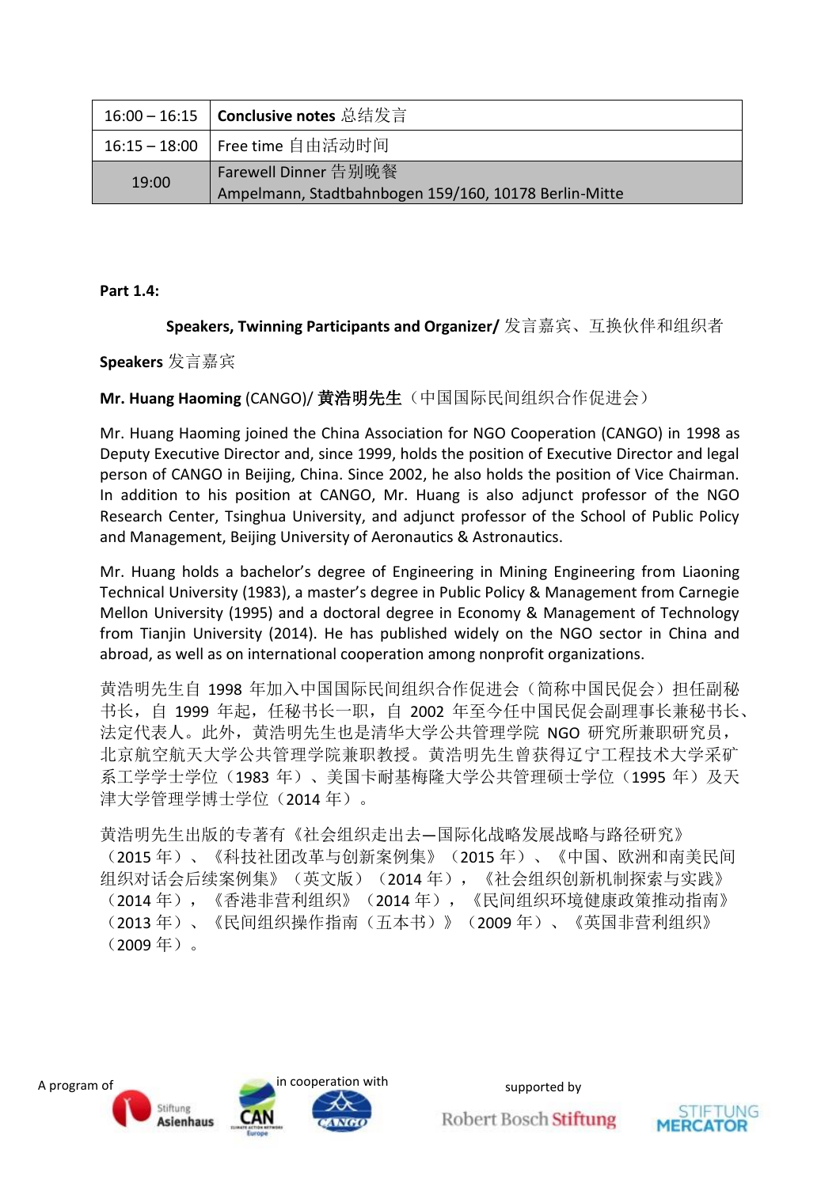| 16:00 – 16:15 | **Conclusive notes** 总结发言 |
|---|---|
| 16:15 – 18:00 | Free time 自由活动时间 |
| 19:00 | Farewell Dinner 告别晚餐<br>Ampelmann, Stadtbahnbogen 159/160, 10178 Berlin-Mitte |

**Part 1.4:**

**Speakers, Twinning Participants and Organizer/** 发言嘉宾、互换伙伴和组织者

**Speakers** 发言嘉宾

**Mr. Huang Haoming** (CANGO)/ **黄浩明先生**（中国国际民间组织合作促进会）

Mr. Huang Haoming joined the China Association for NGO Cooperation (CANGO) in 1998 as Deputy Executive Director and, since 1999, holds the position of Executive Director and legal person of CANGO in Beijing, China. Since 2002, he also holds the position of Vice Chairman. In addition to his position at CANGO, Mr. Huang is also adjunct professor of the NGO Research Center, Tsinghua University, and adjunct professor of the School of Public Policy and Management, Beijing University of Aeronautics & Astronautics.

Mr. Huang holds a bachelor's degree of Engineering in Mining Engineering from Liaoning Technical University (1983), a master's degree in Public Policy & Management from Carnegie Mellon University (1995) and a doctoral degree in Economy & Management of Technology from Tianjin University (2014). He has published widely on the NGO sector in China and abroad, as well as on international cooperation among nonprofit organizations.

黄浩明先生自 1998 年加入中国国际民间组织合作促进会（简称中国民促会）担任副秘书长，自 1999 年起，任秘书长一职，自 2002 年至今任中国民促会副理事长兼秘书长、法定代表人。此外，黄浩明先生也是清华大学公共管理学院 NGO 研究所兼职研究员，北京航空航天大学公共管理学院兼职教授。黄浩明先生曾获得辽宁工程技术大学采矿系工学学士学位（1983 年）、美国卡耐基梅隆大学公共管理硕士学位（1995 年）及天津大学管理学博士学位（2014 年）。

黄浩明先生出版的专著有《社会组织走出去—国际化战略发展战略与路径研究》（2015 年）、《科技社团改革与创新案例集》（2015 年）、《中国、欧洲和南美民间组织对话会后续案例集》（英文版）（2014 年），《社会组织创新机制探索与实践》（2014 年），《香港非营利组织》（2014 年），《民间组织环境健康政策推动指南》（2013 年）、《民间组织操作指南（五本书）》（2009 年）、《英国非营利组织》（2009 年）。

A program of Stiftung Asienhaus in cooperation with CAN Europe, CANGO supported by Robert Bosch Stiftung, Stiftung Mercator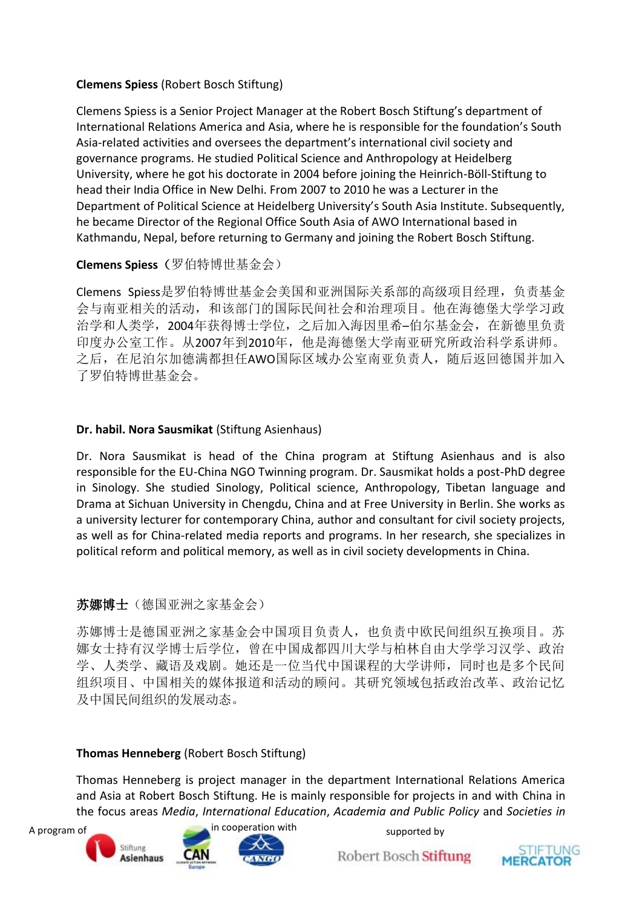**Clemens Spiess** (Robert Bosch Stiftung)

Clemens Spiess is a Senior Project Manager at the Robert Bosch Stiftung's department of International Relations America and Asia, where he is responsible for the foundation's South Asia-related activities and oversees the department's international civil society and governance programs. He studied Political Science and Anthropology at Heidelberg University, where he got his doctorate in 2004 before joining the Heinrich-Böll-Stiftung to head their India Office in New Delhi. From 2007 to 2010 he was a Lecturer in the Department of Political Science at Heidelberg University's South Asia Institute. Subsequently, he became Director of the Regional Office South Asia of AWO International based in Kathmandu, Nepal, before returning to Germany and joining the Robert Bosch Stiftung.

**Clemens Spiess**（罗伯特博世基金会）

Clemens Spiess是罗伯特博世基金会美国和亚洲国际关系部的高级项目经理，负责基金会与南亚相关的活动，和该部门的国际民间社会和治理项目。他在海德堡大学学习政治学和人类学，2004年获得博士学位，之后加入海因里希–伯尔基金会，在新德里负责印度办公室工作。从2007年到2010年，他是海德堡大学南亚研究所政治科学系讲师。之后，在尼泊尔加德满都担任AWO国际区域办公室南亚负责人，随后返回德国并加入了罗伯特博世基金会。

**Dr. habil. Nora Sausmikat** (Stiftung Asienhaus)

Dr. Nora Sausmikat is head of the China program at Stiftung Asienhaus and is also responsible for the EU-China NGO Twinning program. Dr. Sausmikat holds a post-PhD degree in Sinology. She studied Sinology, Political science, Anthropology, Tibetan language and Drama at Sichuan University in Chengdu, China and at Free University in Berlin. She works as a university lecturer for contemporary China, author and consultant for civil society projects, as well as for China-related media reports and programs. In her research, she specializes in political reform and political memory, as well as in civil society developments in China.

**苏娜博士**（德国亚洲之家基金会）

苏娜博士是德国亚洲之家基金会中国项目负责人，也负责中欧民间组织互换项目。苏娜女士持有汉学博士后学位，曾在中国成都四川大学与柏林自由大学学习汉学、政治学、人类学、藏语及戏剧。她还是一位当代中国课程的大学讲师，同时也是多个民间组织项目、中国相关的媒体报道和活动的顾问。其研究领域包括政治改革、政治记忆及中国民间组织的发展动态。

**Thomas Henneberg** (Robert Bosch Stiftung)

Thomas Henneberg is project manager in the department International Relations America and Asia at Robert Bosch Stiftung. He is mainly responsible for projects in and with China in the focus areas *Media*, *International Education*, *Academia and Public Policy* and *Societies in*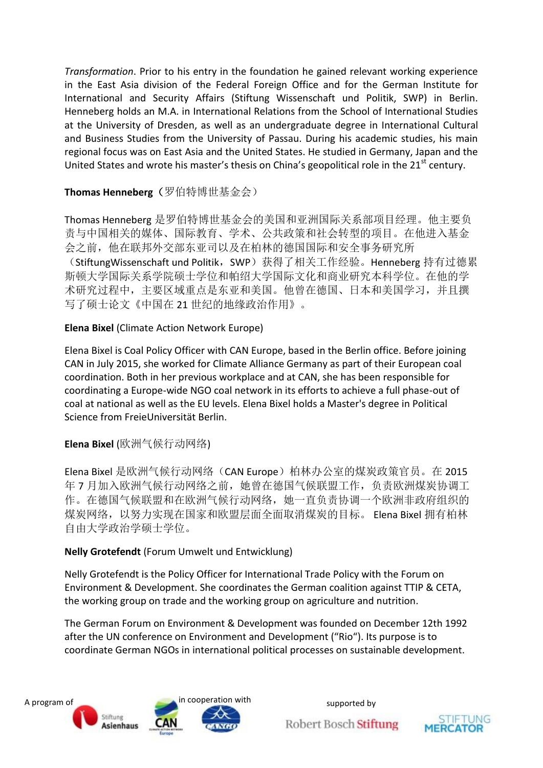*Transformation*. Prior to his entry in the foundation he gained relevant working experience in the East Asia division of the Federal Foreign Office and for the German Institute for International and Security Affairs (Stiftung Wissenschaft und Politik, SWP) in Berlin. Henneberg holds an M.A. in International Relations from the School of International Studies at the University of Dresden, as well as an undergraduate degree in International Cultural and Business Studies from the University of Passau. During his academic studies, his main regional focus was on East Asia and the United States. He studied in Germany, Japan and the United States and wrote his master's thesis on China's geopolitical role in the 21st century.

**Thomas Henneberg**（罗伯特博世基金会）

Thomas Henneberg 是罗伯特博世基金会的美国和亚洲国际关系部项目经理。他主要负责与中国相关的媒体、国际教育、学术、公共政策和社会转型的项目。在他进入基金会之前，他在联邦外交部东亚司以及在柏林的德国国际和安全事务研究所（StiftungWissenschaft und Politik，SWP）获得了相关工作经验。Henneberg 持有过德累斯顿大学国际关系学院硕士学位和帕绍大学国际文化和商业研究本科学位。在他的学术研究过程中，主要区域重点是东亚和美国。他曾在德国、日本和美国学习，并且撰写了硕士论文《中国在 21 世纪的地缘政治作用》。

**Elena Bixel** (Climate Action Network Europe)

Elena Bixel is Coal Policy Officer with CAN Europe, based in the Berlin office. Before joining CAN in July 2015, she worked for Climate Alliance Germany as part of their European coal coordination. Both in her previous workplace and at CAN, she has been responsible for coordinating a Europe-wide NGO coal network in its efforts to achieve a full phase-out of coal at national as well as the EU levels. Elena Bixel holds a Master's degree in Political Science from FreieUniversität Berlin.

**Elena Bixel** (欧洲气候行动网络)

Elena Bixel 是欧洲气候行动网络（CAN Europe）柏林办公室的煤炭政策官员。在 2015 年 7 月加入欧洲气候行动网络之前，她曾在德国气候联盟工作，负责欧洲煤炭协调工作。在德国气候联盟和在欧洲气候行动网络，她一直负责协调一个欧洲非政府组织的煤炭网络，以努力实现在国家和欧盟层面全面取消煤炭的目标。 Elena Bixel 拥有柏林自由大学政治学硕士学位。

**Nelly Grotefendt** (Forum Umwelt und Entwicklung)

Nelly Grotefendt is the Policy Officer for International Trade Policy with the Forum on Environment & Development. She coordinates the German coalition against TTIP & CETA, the working group on trade and the working group on agriculture and nutrition.

The German Forum on Environment & Development was founded on December 12th 1992 after the UN conference on Environment and Development ("Rio"). Its purpose is to coordinate German NGOs in international political processes on sustainable development.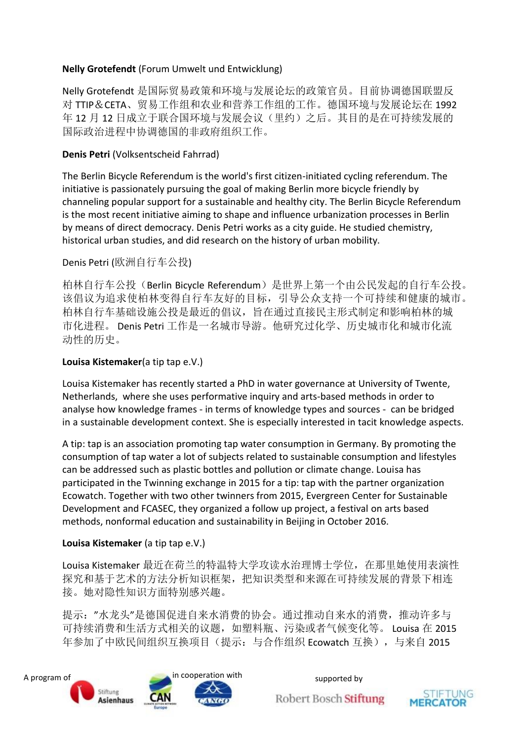**Nelly Grotefendt** (Forum Umwelt und Entwicklung)

Nelly Grotefendt 是国际贸易政策和环境与发展论坛的政策官员。目前协调德国联盟反对 TTIP＆CETA、贸易工作组和农业和营养工作组的工作。德国环境与发展论坛在 1992 年 12 月 12 日成立于联合国环境与发展会议（里约）之后。其目的是在可持续发展的国际政治进程中协调德国的非政府组织工作。

**Denis Petri** (Volksentscheid Fahrrad)

The Berlin Bicycle Referendum is the world's first citizen-initiated cycling referendum. The initiative is passionately pursuing the goal of making Berlin more bicycle friendly by channeling popular support for a sustainable and healthy city. The Berlin Bicycle Referendum is the most recent initiative aiming to shape and influence urbanization processes in Berlin by means of direct democracy. Denis Petri works as a city guide. He studied chemistry, historical urban studies, and did research on the history of urban mobility.

Denis Petri (欧洲自行车公投)

柏林自行车公投（Berlin Bicycle Referendum）是世界上第一个由公民发起的自行车公投。该倡议为追求使柏林变得自行车友好的目标，引导公众支持一个可持续和健康的城市。柏林自行车基础设施公投是最近的倡议，旨在通过直接民主形式制定和影响柏林的城市化进程。 Denis Petri 工作是一名城市导游。他研究过化学、历史城市化和城市化流动性的历史。

**Louisa Kistemaker**(a tip tap e.V.)

Louisa Kistemaker has recently started a PhD in water governance at University of Twente, Netherlands, where she uses performative inquiry and arts-based methods in order to analyse how knowledge frames - in terms of knowledge types and sources - can be bridged in a sustainable development context. She is especially interested in tacit knowledge aspects.

A tip: tap is an association promoting tap water consumption in Germany. By promoting the consumption of tap water a lot of subjects related to sustainable consumption and lifestyles can be addressed such as plastic bottles and pollution or climate change. Louisa has participated in the Twinning exchange in 2015 for a tip: tap with the partner organization Ecowatch. Together with two other twinners from 2015, Evergreen Center for Sustainable Development and FCASEC, they organized a follow up project, a festival on arts based methods, nonformal education and sustainability in Beijing in October 2016.

**Louisa Kistemaker** (a tip tap e.V.)

Louisa Kistemaker 最近在荷兰的特温特大学攻读水治理博士学位，在那里她使用表演性探究和基于艺术的方法分析知识框架，把知识类型和来源在可持续发展的背景下相连接。她对隐性知识方面特别感兴趣。

提示：”水龙头”是德国促进自来水消费的协会。通过推动自来水的消费，推动许多与可持续消费和生活方式相关的议题，如塑料瓶、污染或者气候变化等。 Louisa 在 2015 年参加了中欧民间组织互换项目（提示：与合作组织 Ecowatch 互换），与来自 2015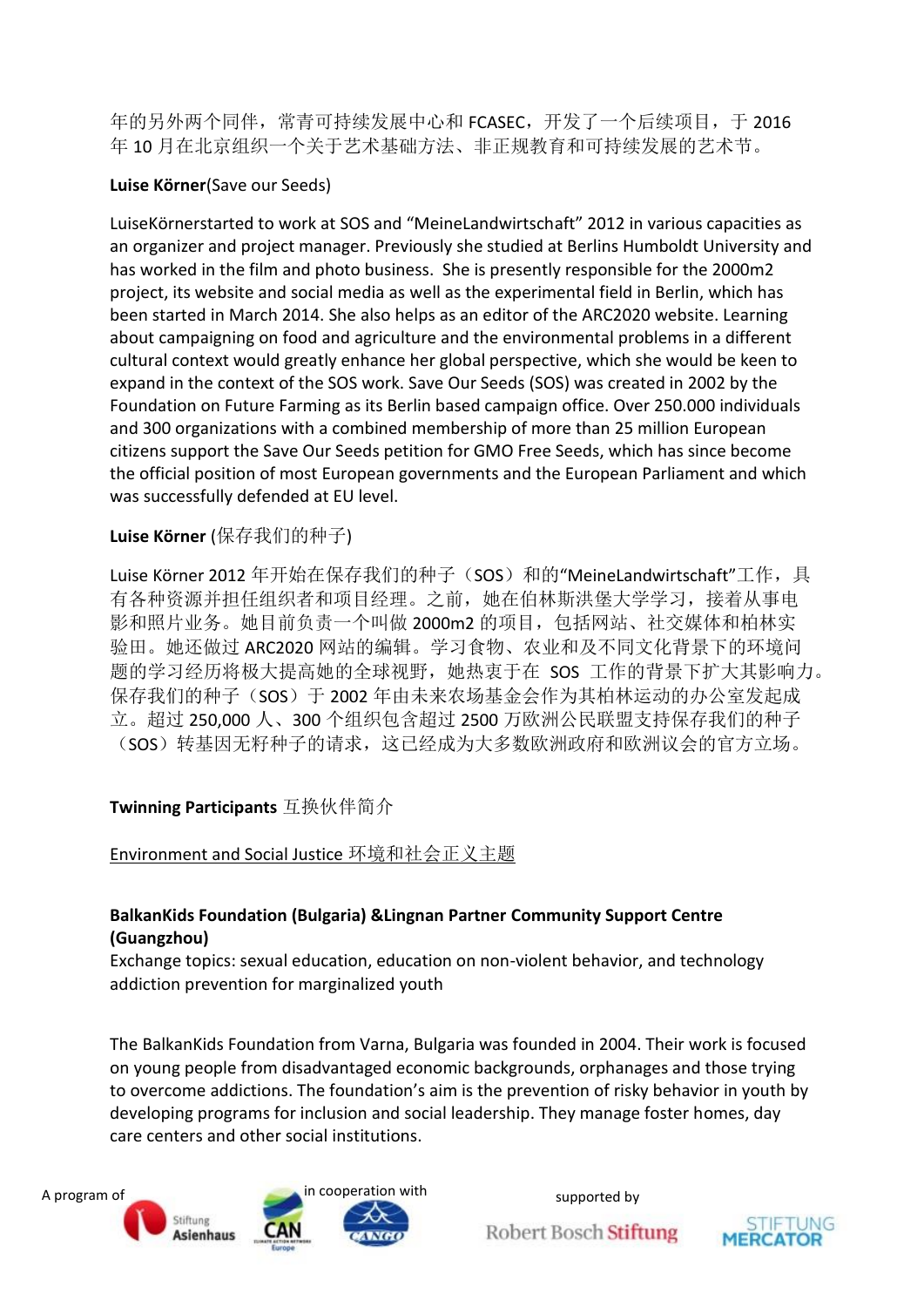年的另外两个同伴，常青可持续发展中心和 FCASEC，开发了一个后续项目，于 2016 年 10 月在北京组织一个关于艺术基础方法、非正规教育和可持续发展的艺术节。

**Luise Körner**(Save our Seeds)

LuiseKörnerstarted to work at SOS and "MeineLandwirtschaft" 2012 in various capacities as an organizer and project manager. Previously she studied at Berlins Humboldt University and has worked in the film and photo business. She is presently responsible for the 2000m2 project, its website and social media as well as the experimental field in Berlin, which has been started in March 2014. She also helps as an editor of the ARC2020 website. Learning about campaigning on food and agriculture and the environmental problems in a different cultural context would greatly enhance her global perspective, which she would be keen to expand in the context of the SOS work. Save Our Seeds (SOS) was created in 2002 by the Foundation on Future Farming as its Berlin based campaign office. Over 250.000 individuals and 300 organizations with a combined membership of more than 25 million European citizens support the Save Our Seeds petition for GMO Free Seeds, which has since become the official position of most European governments and the European Parliament and which was successfully defended at EU level.

**Luise Körner** (保存我们的种子)

Luise Körner 2012 年开始在保存我们的种子（SOS）和的"MeineLandwirtschaft"工作，具有各种资源并担任组织者和项目经理。之前，她在伯林斯洪堡大学学习，接着从事电影和照片业务。她目前负责一个叫做 2000m2 的项目，包括网站、社交媒体和柏林实验田。她还做过 ARC2020 网站的编辑。学习食物、农业和及不同文化背景下的环境问题的学习经历将极大提高她的全球视野，她热衷于在 SOS 工作的背景下扩大其影响力。保存我们的种子（SOS）于 2002 年由未来农场基金会作为其柏林运动的办公室发起成立。超过 250,000 人、300 个组织包含超过 2500 万欧洲公民联盟支持保存我们的种子（SOS）转基因无籽种子的请求，这已经成为大多数欧洲政府和欧洲议会的官方立场。

**Twinning Participants** 互换伙伴简介

Environment and Social Justice 环境和社会正义主题

**BalkanKids Foundation (Bulgaria) &Lingnan Partner Community Support Centre (Guangzhou)**

Exchange topics: sexual education, education on non-violent behavior, and technology addiction prevention for marginalized youth

The BalkanKids Foundation from Varna, Bulgaria was founded in 2004. Their work is focused on young people from disadvantaged economic backgrounds, orphanages and those trying to overcome addictions. The foundation's aim is the prevention of risky behavior in youth by developing programs for inclusion and social leadership. They manage foster homes, day care centers and other social institutions.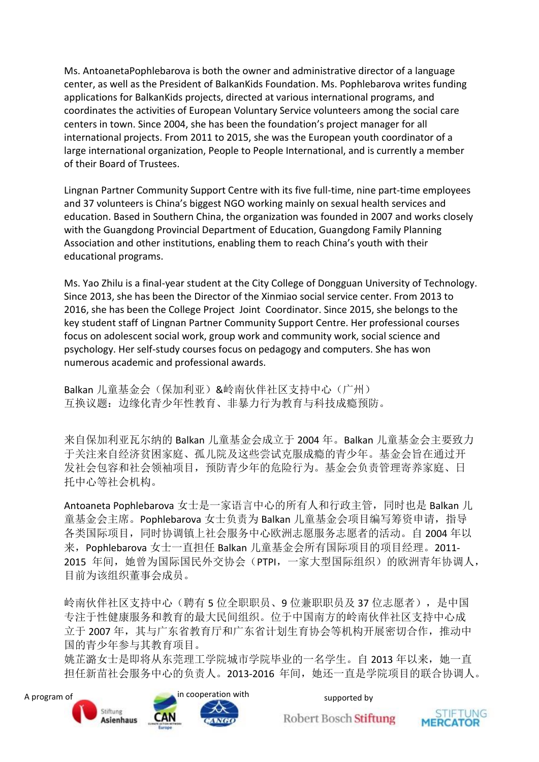Ms. AntoanetaPophlebarova is both the owner and administrative director of a language center, as well as the President of BalkanKids Foundation. Ms. Pophlebarova writes funding applications for BalkanKids projects, directed at various international programs, and coordinates the activities of European Voluntary Service volunteers among the social care centers in town. Since 2004, she has been the foundation's project manager for all international projects. From 2011 to 2015, she was the European youth coordinator of a large international organization, People to People International, and is currently a member of their Board of Trustees.

Lingnan Partner Community Support Centre with its five full-time, nine part-time employees and 37 volunteers is China's biggest NGO working mainly on sexual health services and education. Based in Southern China, the organization was founded in 2007 and works closely with the Guangdong Provincial Department of Education, Guangdong Family Planning Association and other institutions, enabling them to reach China's youth with their educational programs.

Ms. Yao Zhilu is a final-year student at the City College of Dongguan University of Technology. Since 2013, she has been the Director of the Xinmiao social service center. From 2013 to 2016, she has been the College Project Joint Coordinator. Since 2015, she belongs to the key student staff of Lingnan Partner Community Support Centre. Her professional courses focus on adolescent social work, group work and community work, social science and psychology. Her self-study courses focus on pedagogy and computers. She has won numerous academic and professional awards.

Balkan 儿童基金会（保加利亚）&岭南伙伴社区支持中心（广州）
互换议题：边缘化青少年性教育、非暴力行为教育与科技成瘾预防。

来自保加利亚瓦尔纳的 Balkan 儿童基金会成立于 2004 年。Balkan 儿童基金会主要致力于关注来自经济贫困家庭、孤儿院及这些尝试克服成瘾的青少年。基金会旨在通过开发社会包容和社会领袖项目，预防青少年的危险行为。基金会负责管理寄养家庭、日托中心等社会机构。

Antoaneta Pophlebarova 女士是一家语言中心的所有人和行政主管，同时也是 Balkan 儿童基金会主席。Pophlebarova 女士负责为 Balkan 儿童基金会项目编写筹资申请，指导各类国际项目，同时协调镇上社会服务中心欧洲志愿服务志愿者的活动。自 2004 年以来，Pophlebarova 女士一直担任 Balkan 儿童基金会所有国际项目的项目经理。2011-2015 年间，她曾为国际国民外交协会（PTPI，一家大型国际组织）的欧洲青年协调人，目前为该组织董事会成员。

岭南伙伴社区支持中心（聘有 5 位全职职员、9 位兼职职员及 37 位志愿者），是中国专注于性健康服务和教育的最大民间组织。位于中国南方的岭南伙伴社区支持中心成立于 2007 年，其与广东省教育厅和广东省计划生育协会等机构开展密切合作，推动中国的青少年参与其教育项目。
姚芷潞女士是即将从东莞理工学院城市学院毕业的一名学生。自 2013 年以来，她一直担任新苗社会服务中心的负责人。2013-2016 年间，她还一直是学院项目的联合协调人。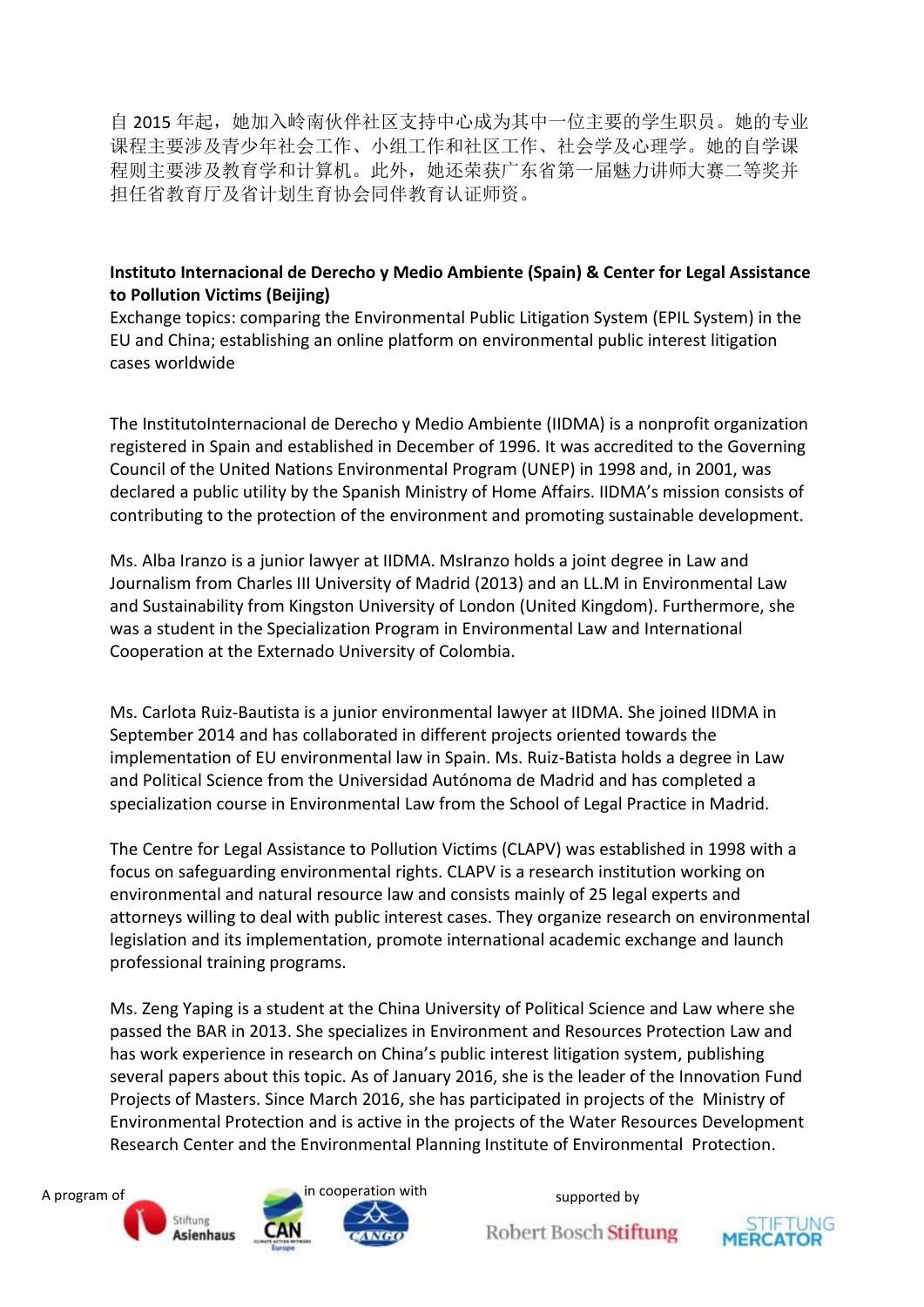自 2015 年起，她加入岭南伙伴社区支持中心成为其中一位主要的学生职员。她的专业课程主要涉及青少年社会工作、小组工作和社区工作、社会学及心理学。她的自学课程则主要涉及教育学和计算机。此外，她还荣获广东省第一届魅力讲师大赛二等奖并担任省教育厅及省计划生育协会同伴教育认证师资。

**Instituto Internacional de Derecho y Medio Ambiente (Spain) & Center for Legal Assistance to Pollution Victims (Beijing)**
Exchange topics: comparing the Environmental Public Litigation System (EPIL System) in the EU and China; establishing an online platform on environmental public interest litigation cases worldwide

The InstitutoInternacional de Derecho y Medio Ambiente (IIDMA) is a nonprofit organization registered in Spain and established in December of 1996. It was accredited to the Governing Council of the United Nations Environmental Program (UNEP) in 1998 and, in 2001, was declared a public utility by the Spanish Ministry of Home Affairs. IIDMA's mission consists of contributing to the protection of the environment and promoting sustainable development.

Ms. Alba Iranzo is a junior lawyer at IIDMA. MsIranzo holds a joint degree in Law and Journalism from Charles III University of Madrid (2013) and an LL.M in Environmental Law and Sustainability from Kingston University of London (United Kingdom). Furthermore, she was a student in the Specialization Program in Environmental Law and International Cooperation at the Externado University of Colombia.

Ms. Carlota Ruiz-Bautista is a junior environmental lawyer at IIDMA. She joined IIDMA in September 2014 and has collaborated in different projects oriented towards the implementation of EU environmental law in Spain. Ms. Ruiz-Batista holds a degree in Law and Political Science from the Universidad Autónoma de Madrid and has completed a specialization course in Environmental Law from the School of Legal Practice in Madrid.

The Centre for Legal Assistance to Pollution Victims (CLAPV) was established in 1998 with a focus on safeguarding environmental rights. CLAPV is a research institution working on environmental and natural resource law and consists mainly of 25 legal experts and attorneys willing to deal with public interest cases. They organize research on environmental legislation and its implementation, promote international academic exchange and launch professional training programs.

Ms. Zeng Yaping is a student at the China University of Political Science and Law where she passed the BAR in 2013. She specializes in Environment and Resources Protection Law and has work experience in research on China's public interest litigation system, publishing several papers about this topic. As of January 2016, she is the leader of the Innovation Fund Projects of Masters. Since March 2016, she has participated in projects of the Ministry of Environmental Protection and is active in the projects of the Water Resources Development Research Center and the Environmental Planning Institute of Environmental Protection.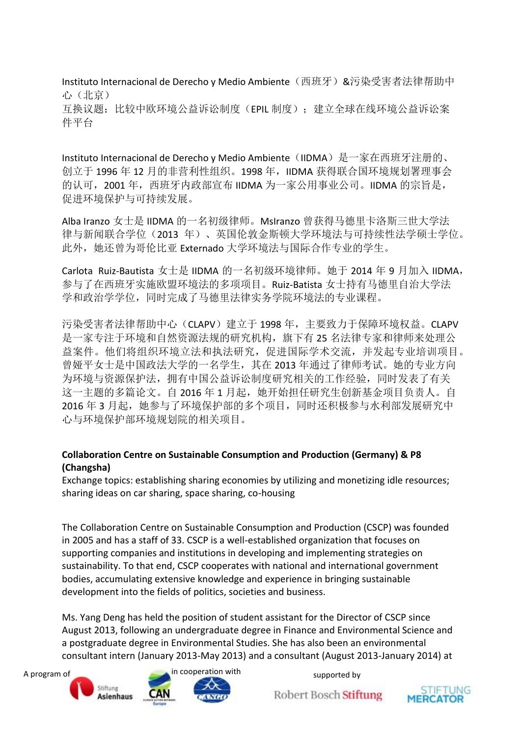Instituto Internacional de Derecho y Medio Ambiente（西班牙）&污染受害者法律帮助中心（北京）
互换议题：比较中欧环境公益诉讼制度（EPIL 制度）；建立全球在线环境公益诉讼案件平台

Instituto Internacional de Derecho y Medio Ambiente（IIDMA）是一家在西班牙注册的、创立于 1996 年 12 月的非营利性组织。1998 年，IIDMA 获得联合国环境规划署理事会的认可，2001 年，西班牙内政部宣布 IIDMA 为一家公用事业公司。IIDMA 的宗旨是，促进环境保护与可持续发展。

Alba Iranzo 女士是 IIDMA 的一名初级律师。MsIranzo 曾获得马德里卡洛斯三世大学法律与新闻联合学位（2013 年）、英国伦敦金斯顿大学环境法与可持续性法学硕士学位。此外，她还曾为哥伦比亚 Externado 大学环境法与国际合作专业的学生。

Carlota Ruiz-Bautista 女士是 IIDMA 的一名初级环境律师。她于 2014 年 9 月加入 IIDMA，参与了在西班牙实施欧盟环境法的多项项目。Ruiz-Batista 女士持有马德里自治大学法学和政治学学位，同时完成了马德里法律实务学院环境法的专业课程。

污染受害者法律帮助中心（CLAPV）建立于 1998 年，主要致力于保障环境权益。CLAPV 是一家专注于环境和自然资源法规的研究机构，旗下有 25 名法律专家和律师来处理公益案件。他们将组织环境立法和执法研究，促进国际学术交流，并发起专业培训项目。曾娅平女士是中国政法大学的一名学生，其在 2013 年通过了律师考试。她的专业方向为环境与资源保护法，拥有中国公益诉讼制度研究相关的工作经验，同时发表了有关这一主题的多篇论文。自 2016 年 1 月起，她开始担任研究生创新基金项目负责人。自 2016 年 3 月起，她参与了环境保护部的多个项目，同时还积极参与水利部发展研究中心与环境保护部环境规划院的相关项目。

**Collaboration Centre on Sustainable Consumption and Production (Germany) & P8 (Changsha)**
Exchange topics: establishing sharing economies by utilizing and monetizing idle resources; sharing ideas on car sharing, space sharing, co-housing

The Collaboration Centre on Sustainable Consumption and Production (CSCP) was founded in 2005 and has a staff of 33. CSCP is a well-established organization that focuses on supporting companies and institutions in developing and implementing strategies on sustainability. To that end, CSCP cooperates with national and international government bodies, accumulating extensive knowledge and experience in bringing sustainable development into the fields of politics, societies and business.

Ms. Yang Deng has held the position of student assistant for the Director of CSCP since August 2013, following an undergraduate degree in Finance and Environmental Science and a postgraduate degree in Environmental Studies. She has also been an environmental consultant intern (January 2013-May 2013) and a consultant (August 2013-January 2014) at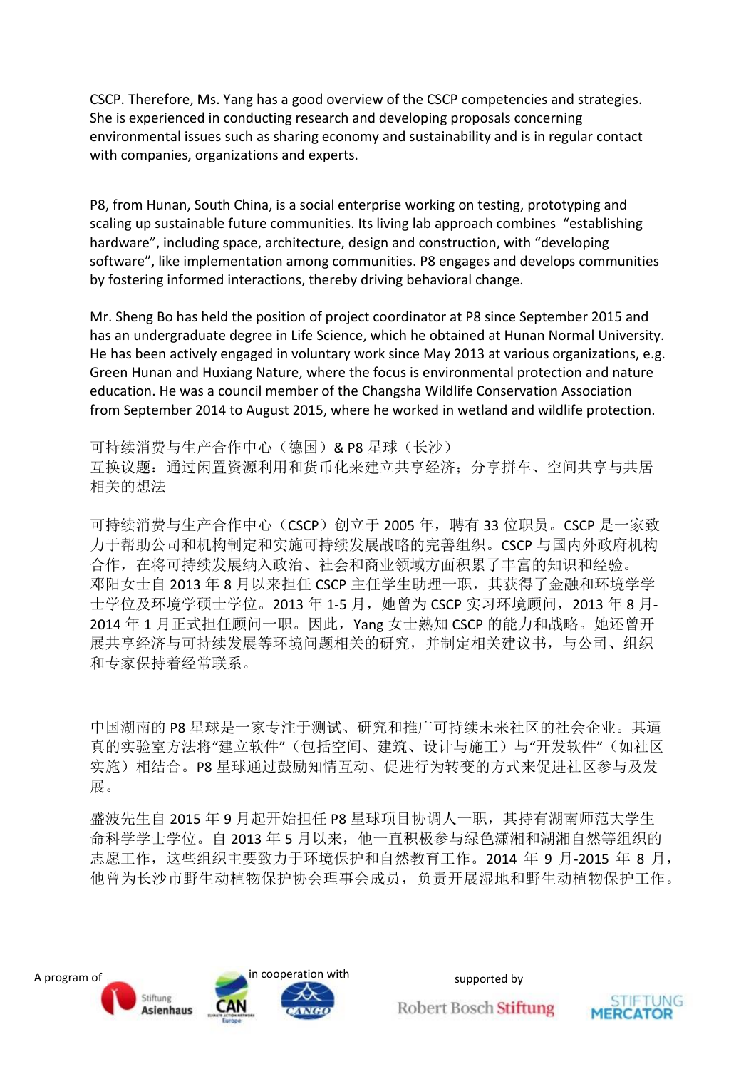CSCP. Therefore, Ms. Yang has a good overview of the CSCP competencies and strategies. She is experienced in conducting research and developing proposals concerning environmental issues such as sharing economy and sustainability and is in regular contact with companies, organizations and experts.

P8, from Hunan, South China, is a social enterprise working on testing, prototyping and scaling up sustainable future communities. Its living lab approach combines "establishing hardware", including space, architecture, design and construction, with "developing software", like implementation among communities. P8 engages and develops communities by fostering informed interactions, thereby driving behavioral change.

Mr. Sheng Bo has held the position of project coordinator at P8 since September 2015 and has an undergraduate degree in Life Science, which he obtained at Hunan Normal University. He has been actively engaged in voluntary work since May 2013 at various organizations, e.g. Green Hunan and Huxiang Nature, where the focus is environmental protection and nature education. He was a council member of the Changsha Wildlife Conservation Association from September 2014 to August 2015, where he worked in wetland and wildlife protection.

可持续消费与生产合作中心（德国）& P8 星球（长沙）
互换议题：通过闲置资源利用和货币化来建立共享经济；分享拼车、空间共享与共居相关的想法

可持续消费与生产合作中心（CSCP）创立于 2005 年，聘有 33 位职员。CSCP 是一家致力于帮助公司和机构制定和实施可持续发展战略的完善组织。CSCP 与国内外政府机构合作，在将可持续发展纳入政治、社会和商业领域方面积累了丰富的知识和经验。
邓阳女士自 2013 年 8 月以来担任 CSCP 主任学生助理一职，其获得了金融和环境学学士学位及环境学硕士学位。2013 年 1-5 月，她曾为 CSCP 实习环境顾问，2013 年 8 月-2014 年 1 月正式担任顾问一职。因此，Yang 女士熟知 CSCP 的能力和战略。她还曾开展共享经济与可持续发展等环境问题相关的研究，并制定相关建议书，与公司、组织和专家保持着经常联系。

中国湖南的 P8 星球是一家专注于测试、研究和推广可持续未来社区的社会企业。其逼真的实验室方法将“建立软件”（包括空间、建筑、设计与施工）与“开发软件”（如社区实施）相结合。P8 星球通过鼓励知情互动、促进行为转变的方式来促进社区参与及发展。

盛波先生自 2015 年 9 月起开始担任 P8 星球项目协调人一职，其持有湖南师范大学生命科学学士学位。自 2013 年 5 月以来，他一直积极参与绿色潇湘和湖湘自然等组织的志愿工作，这些组织主要致力于环境保护和自然教育工作。2014 年 9 月-2015 年 8 月，他曾为长沙市野生动植物保护协会理事会成员，负责开展湿地和野生动植物保护工作。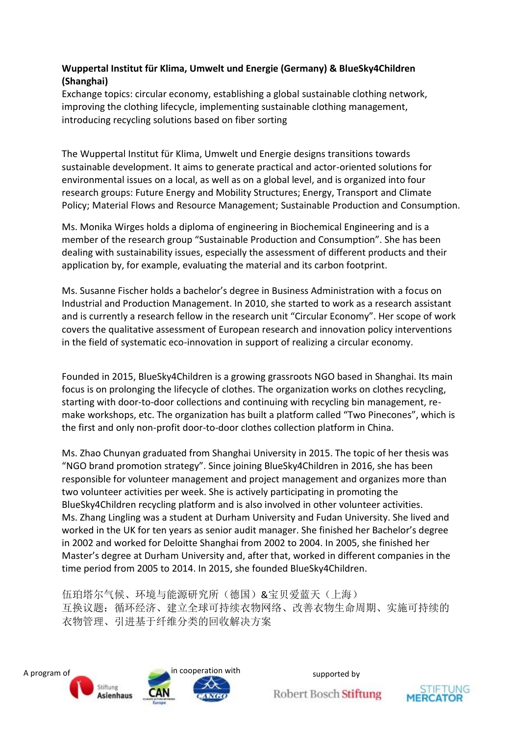**Wuppertal Institut für Klima, Umwelt und Energie (Germany) & BlueSky4Children (Shanghai)**
Exchange topics: circular economy, establishing a global sustainable clothing network, improving the clothing lifecycle, implementing sustainable clothing management, introducing recycling solutions based on fiber sorting

The Wuppertal Institut für Klima, Umwelt und Energie designs transitions towards sustainable development. It aims to generate practical and actor-oriented solutions for environmental issues on a local, as well as on a global level, and is organized into four research groups: Future Energy and Mobility Structures; Energy, Transport and Climate Policy; Material Flows and Resource Management; Sustainable Production and Consumption.

Ms. Monika Wirges holds a diploma of engineering in Biochemical Engineering and is a member of the research group "Sustainable Production and Consumption". She has been dealing with sustainability issues, especially the assessment of different products and their application by, for example, evaluating the material and its carbon footprint.

Ms. Susanne Fischer holds a bachelor's degree in Business Administration with a focus on Industrial and Production Management. In 2010, she started to work as a research assistant and is currently a research fellow in the research unit "Circular Economy". Her scope of work covers the qualitative assessment of European research and innovation policy interventions in the field of systematic eco-innovation in support of realizing a circular economy.

Founded in 2015, BlueSky4Children is a growing grassroots NGO based in Shanghai. Its main focus is on prolonging the lifecycle of clothes. The organization works on clothes recycling, starting with door-to-door collections and continuing with recycling bin management, re-make workshops, etc. The organization has built a platform called "Two Pinecones", which is the first and only non-profit door-to-door clothes collection platform in China.

Ms. Zhao Chunyan graduated from Shanghai University in 2015. The topic of her thesis was "NGO brand promotion strategy". Since joining BlueSky4Children in 2016, she has been responsible for volunteer management and project management and organizes more than two volunteer activities per week. She is actively participating in promoting the BlueSky4Children recycling platform and is also involved in other volunteer activities.
Ms. Zhang Lingling was a student at Durham University and Fudan University. She lived and worked in the UK for ten years as senior audit manager. She finished her Bachelor's degree in 2002 and worked for Deloitte Shanghai from 2002 to 2004. In 2005, she finished her Master's degree at Durham University and, after that, worked in different companies in the time period from 2005 to 2014. In 2015, she founded BlueSky4Children.

伍珀塔尔气候、环境与能源研究所（德国）&宝贝爱蓝天（上海）
互换议题：循环经济、建立全球可持续衣物网络、改善衣物生命周期、实施可持续的衣物管理、引进基于纤维分类的回收解决方案

A program of Stiftung Asienhaus in cooperation with CAN Europe, CANGO supported by Robert Bosch Stiftung, Stiftung Mercator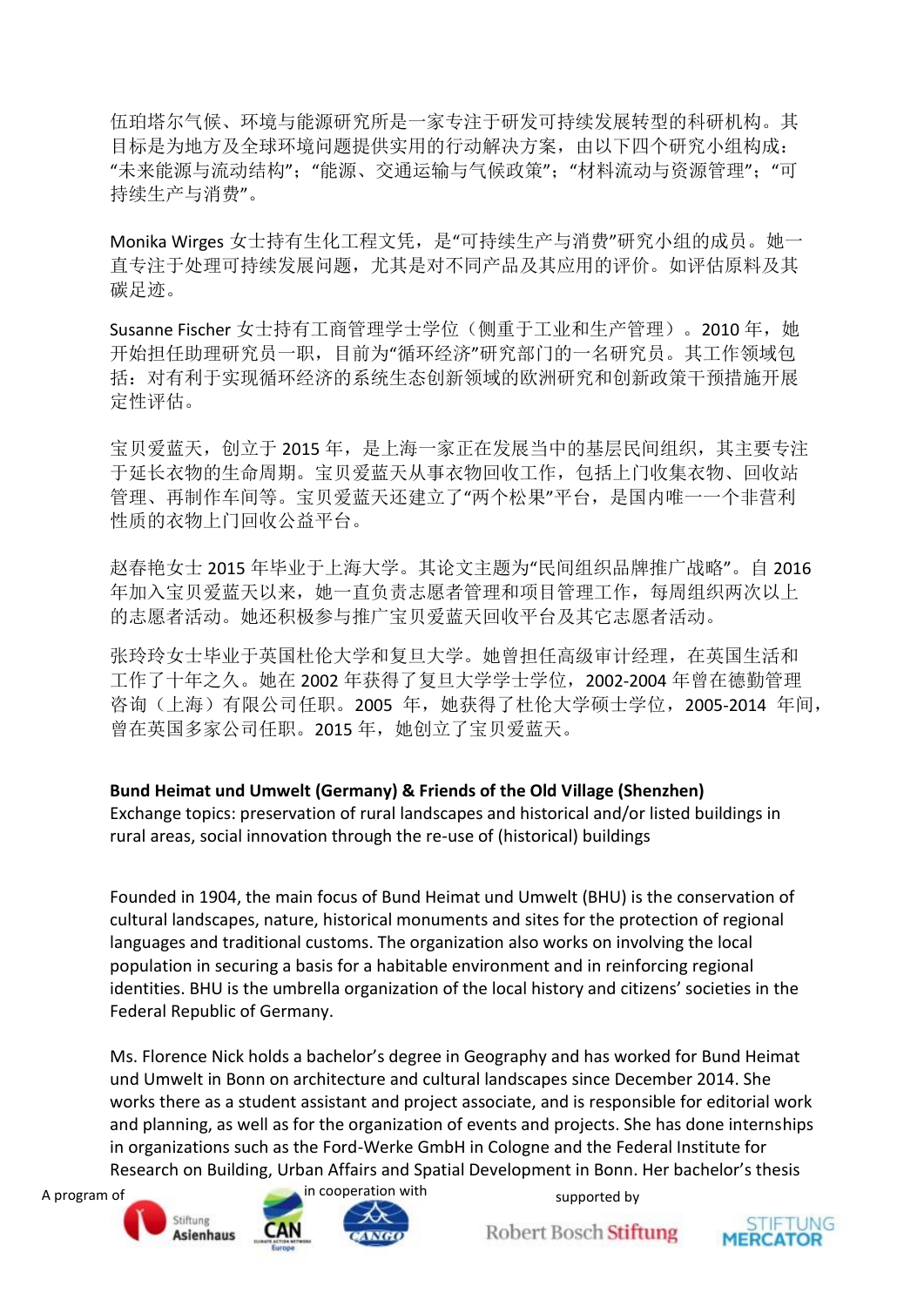伍珀塔尔气候、环境与能源研究所是一家专注于研发可持续发展转型的科研机构。其目标是为地方及全球环境问题提供实用的行动解决方案，由以下四个研究小组构成："未来能源与流动结构"；"能源、交通运输与气候政策"；"材料流动与资源管理"；"可持续生产与消费"。

Monika Wirges 女士持有生化工程文凭，是"可持续生产与消费"研究小组的成员。她一直专注于处理可持续发展问题，尤其是对不同产品及其应用的评价。如评估原料及其碳足迹。

Susanne Fischer 女士持有工商管理学士学位（侧重于工业和生产管理）。2010 年，她开始担任助理研究员一职，目前为"循环经济"研究部门的一名研究员。其工作领域包括：对有利于实现循环经济的系统生态创新领域的欧洲研究和创新政策干预措施开展定性评估。

宝贝爱蓝天，创立于 2015 年，是上海一家正在发展当中的基层民间组织，其主要专注于延长衣物的生命周期。宝贝爱蓝天从事衣物回收工作，包括上门收集衣物、回收站管理、再制作车间等。宝贝爱蓝天还建立了"两个松果"平台，是国内唯一一个非营利性质的衣物上门回收公益平台。

赵春艳女士 2015 年毕业于上海大学。其论文主题为"民间组织品牌推广战略"。自 2016 年加入宝贝爱蓝天以来，她一直负责志愿者管理和项目管理工作，每周组织两次以上的志愿者活动。她还积极参与推广宝贝爱蓝天回收平台及其它志愿者活动。

张玲玲女士毕业于英国杜伦大学和复旦大学。她曾担任高级审计经理，在英国生活和工作了十年之久。她在 2002 年获得了复旦大学学士学位，2002-2004 年曾在德勤管理咨询（上海）有限公司任职。2005 年，她获得了杜伦大学硕士学位，2005-2014 年间，曾在英国多家公司任职。2015 年，她创立了宝贝爱蓝天。

**Bund Heimat und Umwelt (Germany) & Friends of the Old Village (Shenzhen)**
Exchange topics: preservation of rural landscapes and historical and/or listed buildings in rural areas, social innovation through the re-use of (historical) buildings

Founded in 1904, the main focus of Bund Heimat und Umwelt (BHU) is the conservation of cultural landscapes, nature, historical monuments and sites for the protection of regional languages and traditional customs. The organization also works on involving the local population in securing a basis for a habitable environment and in reinforcing regional identities. BHU is the umbrella organization of the local history and citizens' societies in the Federal Republic of Germany.

Ms. Florence Nick holds a bachelor's degree in Geography and has worked for Bund Heimat und Umwelt in Bonn on architecture and cultural landscapes since December 2014. She works there as a student assistant and project associate, and is responsible for editorial work and planning, as well as for the organization of events and projects. She has done internships in organizations such as the Ford-Werke GmbH in Cologne and the Federal Institute for Research on Building, Urban Affairs and Spatial Development in Bonn. Her bachelor's thesis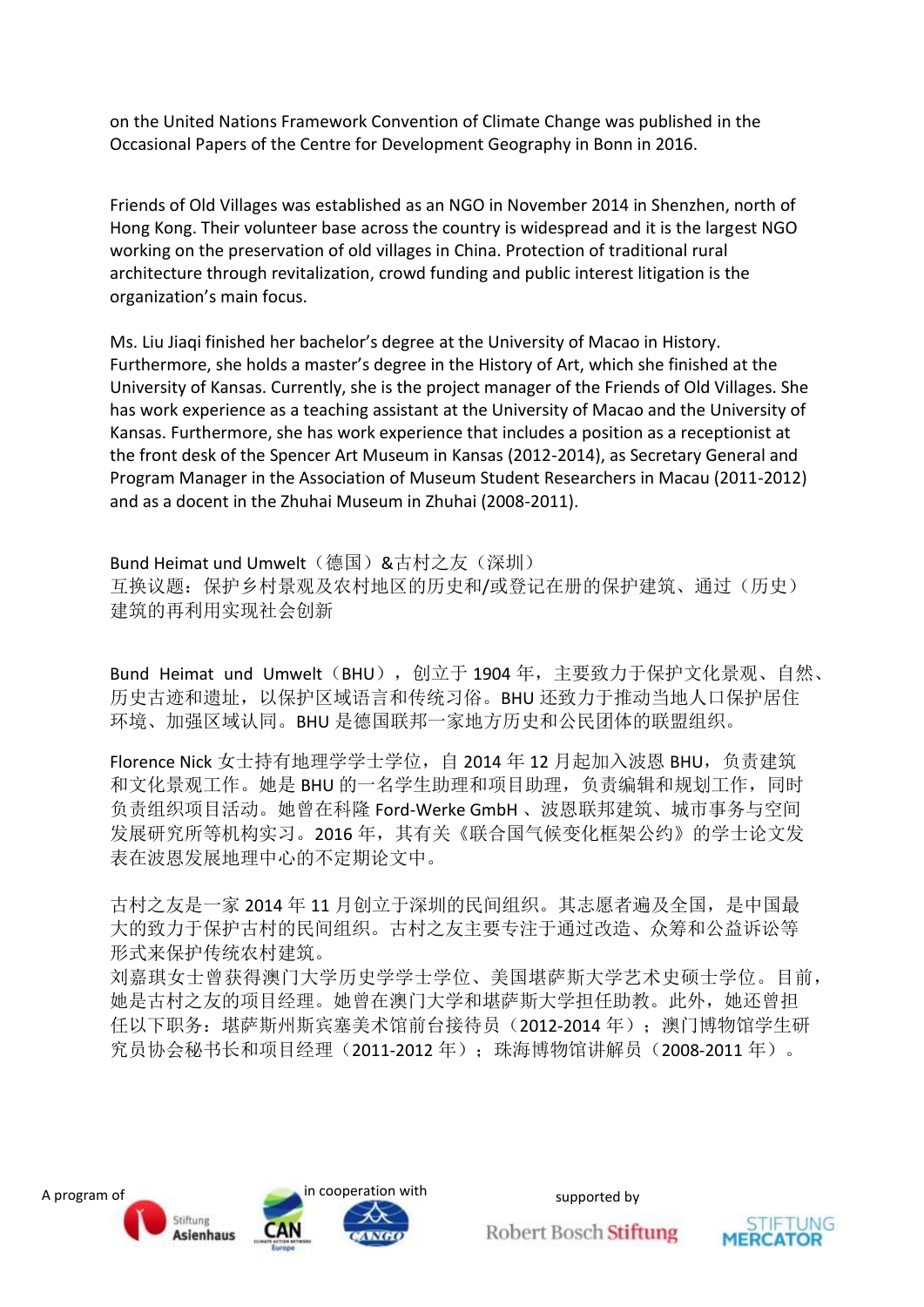on the United Nations Framework Convention of Climate Change was published in the Occasional Papers of the Centre for Development Geography in Bonn in 2016.

Friends of Old Villages was established as an NGO in November 2014 in Shenzhen, north of Hong Kong. Their volunteer base across the country is widespread and it is the largest NGO working on the preservation of old villages in China. Protection of traditional rural architecture through revitalization, crowd funding and public interest litigation is the organization's main focus.

Ms. Liu Jiaqi finished her bachelor's degree at the University of Macao in History. Furthermore, she holds a master's degree in the History of Art, which she finished at the University of Kansas. Currently, she is the project manager of the Friends of Old Villages. She has work experience as a teaching assistant at the University of Macao and the University of Kansas. Furthermore, she has work experience that includes a position as a receptionist at the front desk of the Spencer Art Museum in Kansas (2012-2014), as Secretary General and Program Manager in the Association of Museum Student Researchers in Macau (2011-2012) and as a docent in the Zhuhai Museum in Zhuhai (2008-2011).

Bund Heimat und Umwelt（德国）&古村之友（深圳）
互换议题：保护乡村景观及农村地区的历史和/或登记在册的保护建筑、通过（历史）建筑的再利用实现社会创新

Bund Heimat und Umwelt（BHU），创立于 1904 年，主要致力于保护文化景观、自然、历史古迹和遗址，以保护区域语言和传统习俗。BHU 还致力于推动当地人口保护居住环境、加强区域认同。BHU 是德国联邦一家地方历史和公民团体的联盟组织。

Florence Nick 女士持有地理学学士学位，自 2014 年 12 月起加入波恩 BHU，负责建筑和文化景观工作。她是 BHU 的一名学生助理和项目助理，负责编辑和规划工作，同时负责组织项目活动。她曾在科隆 Ford-Werke GmbH 、波恩联邦建筑、城市事务与空间发展研究所等机构实习。2016 年，其有关《联合国气候变化框架公约》的学士论文发表在波恩发展地理中心的不定期论文中。

古村之友是一家 2014 年 11 月创立于深圳的民间组织。其志愿者遍及全国，是中国最大的致力于保护古村的民间组织。古村之友主要专注于通过改造、众筹和公益诉讼等形式来保护传统农村建筑。
刘嘉琪女士曾获得澳门大学历史学学士学位、美国堪萨斯大学艺术史硕士学位。目前，她是古村之友的项目经理。她曾在澳门大学和堪萨斯大学担任助教。此外，她还曾担任以下职务：堪萨斯州斯宾塞美术馆前台接待员（2012-2014 年）；澳门博物馆学生研究员协会秘书长和项目经理（2011-2012 年）；珠海博物馆讲解员（2008-2011 年）。

A program of Stiftung Asienhaus in cooperation with CAN Europe, CANGO supported by Robert Bosch Stiftung, Stiftung Mercator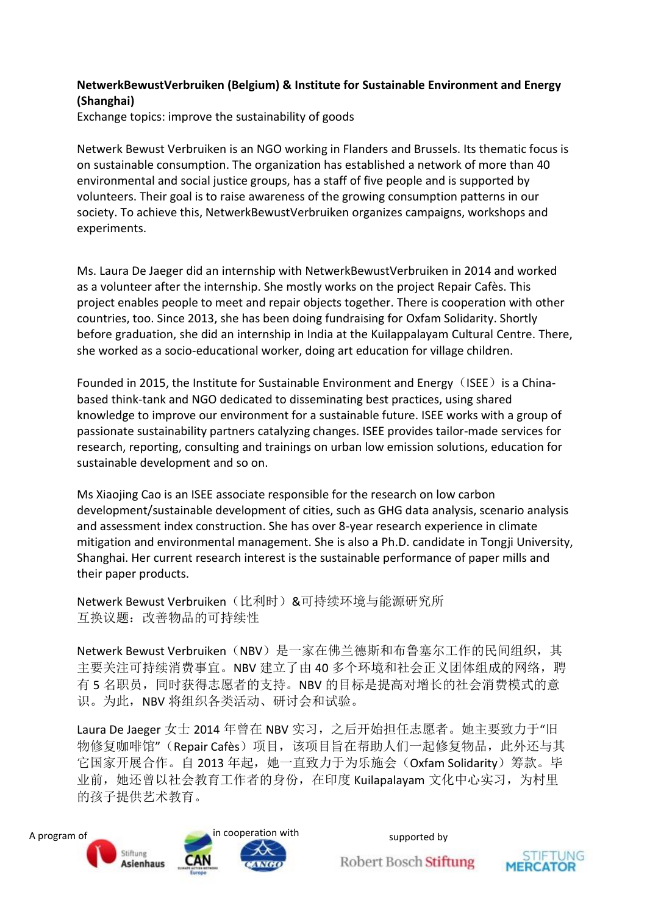**NetwerkBewustVerbruiken (Belgium) & Institute for Sustainable Environment and Energy (Shanghai)**

Exchange topics: improve the sustainability of goods

Netwerk Bewust Verbruiken is an NGO working in Flanders and Brussels. Its thematic focus is on sustainable consumption. The organization has established a network of more than 40 environmental and social justice groups, has a staff of five people and is supported by volunteers. Their goal is to raise awareness of the growing consumption patterns in our society. To achieve this, NetwerkBewustVerbruiken organizes campaigns, workshops and experiments.

Ms. Laura De Jaeger did an internship with NetwerkBewustVerbruiken in 2014 and worked as a volunteer after the internship. She mostly works on the project Repair Cafès. This project enables people to meet and repair objects together. There is cooperation with other countries, too. Since 2013, she has been doing fundraising for Oxfam Solidarity. Shortly before graduation, she did an internship in India at the Kuilappalayam Cultural Centre. There, she worked as a socio-educational worker, doing art education for village children.

Founded in 2015, the Institute for Sustainable Environment and Energy（ISEE）is a China-based think-tank and NGO dedicated to disseminating best practices, using shared knowledge to improve our environment for a sustainable future. ISEE works with a group of passionate sustainability partners catalyzing changes. ISEE provides tailor-made services for research, reporting, consulting and trainings on urban low emission solutions, education for sustainable development and so on.

Ms Xiaojing Cao is an ISEE associate responsible for the research on low carbon development/sustainable development of cities, such as GHG data analysis, scenario analysis and assessment index construction. She has over 8-year research experience in climate mitigation and environmental management. She is also a Ph.D. candidate in Tongji University, Shanghai. Her current research interest is the sustainable performance of paper mills and their paper products.

Netwerk Bewust Verbruiken（比利时）&可持续环境与能源研究所
互换议题：改善物品的可持续性

Netwerk Bewust Verbruiken（NBV）是一家在佛兰德斯和布鲁塞尔工作的民间组织，其主要关注可持续消费事宜。NBV 建立了由 40 多个环境和社会正义团体组成的网络，聘有 5 名职员，同时获得志愿者的支持。NBV 的目标是提高对增长的社会消费模式的意识。为此，NBV 将组织各类活动、研讨会和试验。

Laura De Jaeger 女士 2014 年曾在 NBV 实习，之后开始担任志愿者。她主要致力于“旧物修复咖啡馆”（Repair Cafès）项目，该项目旨在帮助人们一起修复物品，此外还与其它国家开展合作。自 2013 年起，她一直致力于为乐施会（Oxfam Solidarity）筹款。毕业前，她还曾以社会教育工作者的身份，在印度 Kuilapalayam 文化中心实习，为村里的孩子提供艺术教育。

A program of Stiftung Asienhaus in cooperation with CAN Europe, CANGO supported by Robert Bosch Stiftung, Stiftung Mercator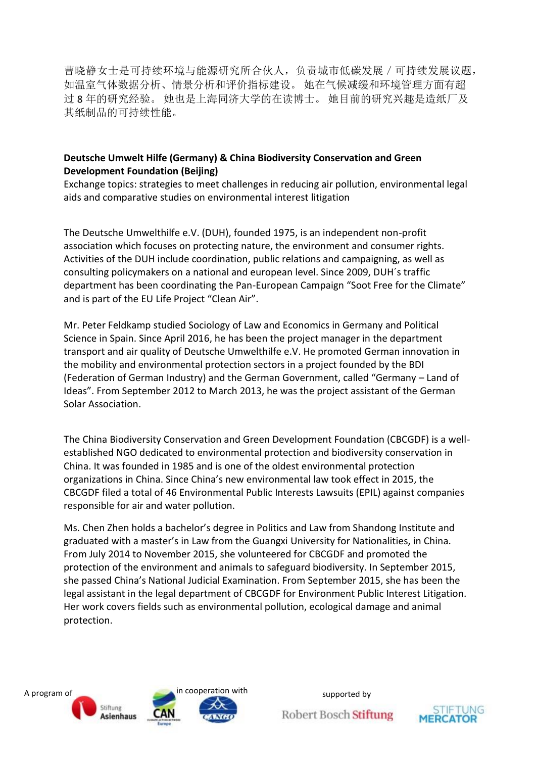曹晓静女士是可持续环境与能源研究所合伙人，负责城市低碳发展 / 可持续发展议题，如温室气体数据分析、情景分析和评价指标建设。 她在气候减缓和环境管理方面有超过 8 年的研究经验。 她也是上海同济大学的在读博士。 她目前的研究兴趣是造纸厂及其纸制品的可持续性能。

**Deutsche Umwelt Hilfe (Germany) & China Biodiversity Conservation and Green Development Foundation (Beijing)**
Exchange topics: strategies to meet challenges in reducing air pollution, environmental legal aids and comparative studies on environmental interest litigation

The Deutsche Umwelthilfe e.V. (DUH), founded 1975, is an independent non-profit association which focuses on protecting nature, the environment and consumer rights. Activities of the DUH include coordination, public relations and campaigning, as well as consulting policymakers on a national and european level. Since 2009, DUH´s traffic department has been coordinating the Pan-European Campaign "Soot Free for the Climate" and is part of the EU Life Project "Clean Air".

Mr. Peter Feldkamp studied Sociology of Law and Economics in Germany and Political Science in Spain. Since April 2016, he has been the project manager in the department transport and air quality of Deutsche Umwelthilfe e.V. He promoted German innovation in the mobility and environmental protection sectors in a project founded by the BDI (Federation of German Industry) and the German Government, called "Germany – Land of Ideas". From September 2012 to March 2013, he was the project assistant of the German Solar Association.

The China Biodiversity Conservation and Green Development Foundation (CBCGDF) is a well-established NGO dedicated to environmental protection and biodiversity conservation in China. It was founded in 1985 and is one of the oldest environmental protection organizations in China. Since China's new environmental law took effect in 2015, the CBCGDF filed a total of 46 Environmental Public Interests Lawsuits (EPIL) against companies responsible for air and water pollution.

Ms. Chen Zhen holds a bachelor's degree in Politics and Law from Shandong Institute and graduated with a master's in Law from the Guangxi University for Nationalities, in China. From July 2014 to November 2015, she volunteered for CBCGDF and promoted the protection of the environment and animals to safeguard biodiversity. In September 2015, she passed China's National Judicial Examination. From September 2015, she has been the legal assistant in the legal department of CBCGDF for Environment Public Interest Litigation. Her work covers fields such as environmental pollution, ecological damage and animal protection.

A program of Stiftung Asienhaus in cooperation with CAN Europe, CANGO supported by Robert Bosch Stiftung, Stiftung Mercator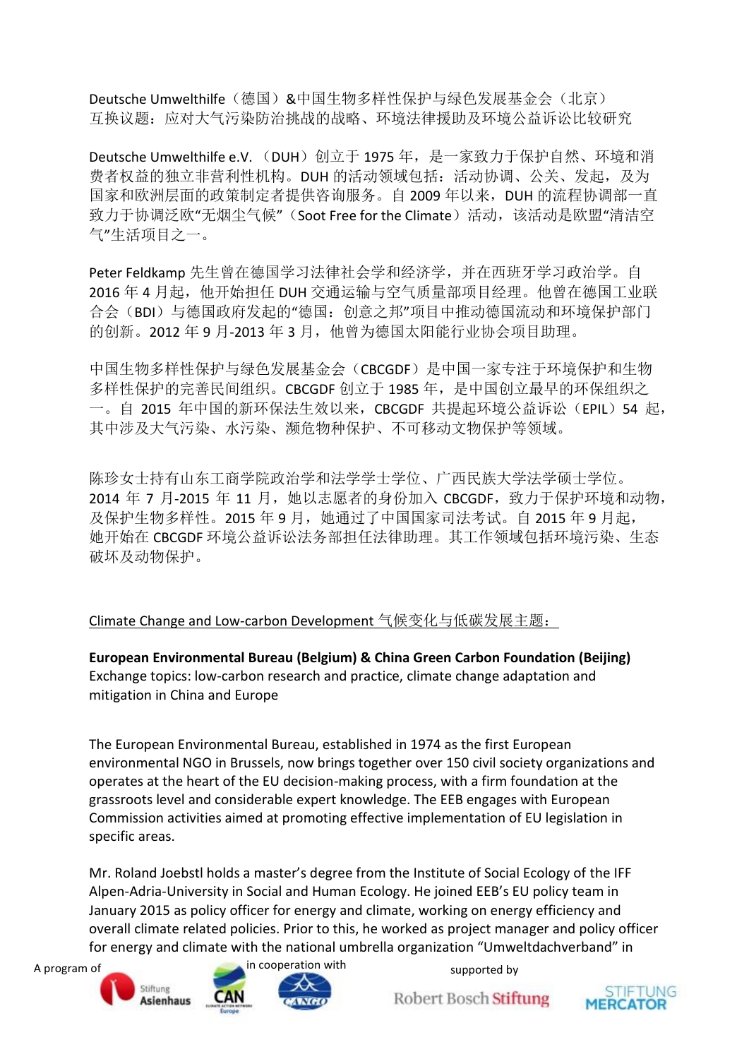Deutsche Umwelthilfe（德国）&中国生物多样性保护与绿色发展基金会（北京）
互换议题：应对大气污染防治挑战的战略、环境法律援助及环境公益诉讼比较研究

Deutsche Umwelthilfe e.V. （DUH）创立于 1975 年，是一家致力于保护自然、环境和消费者权益的独立非营利性机构。DUH 的活动领域包括：活动协调、公关、发起，及为国家和欧洲层面的政策制定者提供咨询服务。自 2009 年以来，DUH 的流程协调部一直致力于协调泛欧“无烟尘气候”（Soot Free for the Climate）活动，该活动是欧盟“清洁空气”生活项目之一。

Peter Feldkamp 先生曾在德国学习法律社会学和经济学，并在西班牙学习政治学。自 2016 年 4 月起，他开始担任 DUH 交通运输与空气质量部项目经理。他曾在德国工业联合会（BDI）与德国政府发起的“德国：创意之邦”项目中推动德国流动和环境保护部门的创新。2012 年 9 月-2013 年 3 月，他曾为德国太阳能行业协会项目助理。

中国生物多样性保护与绿色发展基金会（CBCGDF）是中国一家专注于环境保护和生物多样性保护的完善民间组织。CBCGDF 创立于 1985 年，是中国创立最早的环保组织之一。自 2015 年中国的新环保法生效以来，CBCGDF 共提起环境公益诉讼（EPIL）54 起，其中涉及大气污染、水污染、濒危物种保护、不可移动文物保护等领域。

陈珍女士持有山东工商学院政治学和法学学士学位、广西民族大学法学硕士学位。2014 年 7 月-2015 年 11 月，她以志愿者的身份加入 CBCGDF，致力于保护环境和动物，及保护生物多样性。2015 年 9 月，她通过了中国国家司法考试。自 2015 年 9 月起，她开始在 CBCGDF 环境公益诉讼法务部担任法律助理。其工作领域包括环境污染、生态破坏及动物保护。

Climate Change and Low-carbon Development 气候变化与低碳发展主题：

**European Environmental Bureau (Belgium) & China Green Carbon Foundation (Beijing)**
Exchange topics: low-carbon research and practice, climate change adaptation and mitigation in China and Europe

The European Environmental Bureau, established in 1974 as the first European environmental NGO in Brussels, now brings together over 150 civil society organizations and operates at the heart of the EU decision-making process, with a firm foundation at the grassroots level and considerable expert knowledge. The EEB engages with European Commission activities aimed at promoting effective implementation of EU legislation in specific areas.

Mr. Roland Joebstl holds a master's degree from the Institute of Social Ecology of the IFF Alpen-Adria-University in Social and Human Ecology. He joined EEB's EU policy team in January 2015 as policy officer for energy and climate, working on energy efficiency and overall climate related policies. Prior to this, he worked as project manager and policy officer for energy and climate with the national umbrella organization "Umweltdachverband" in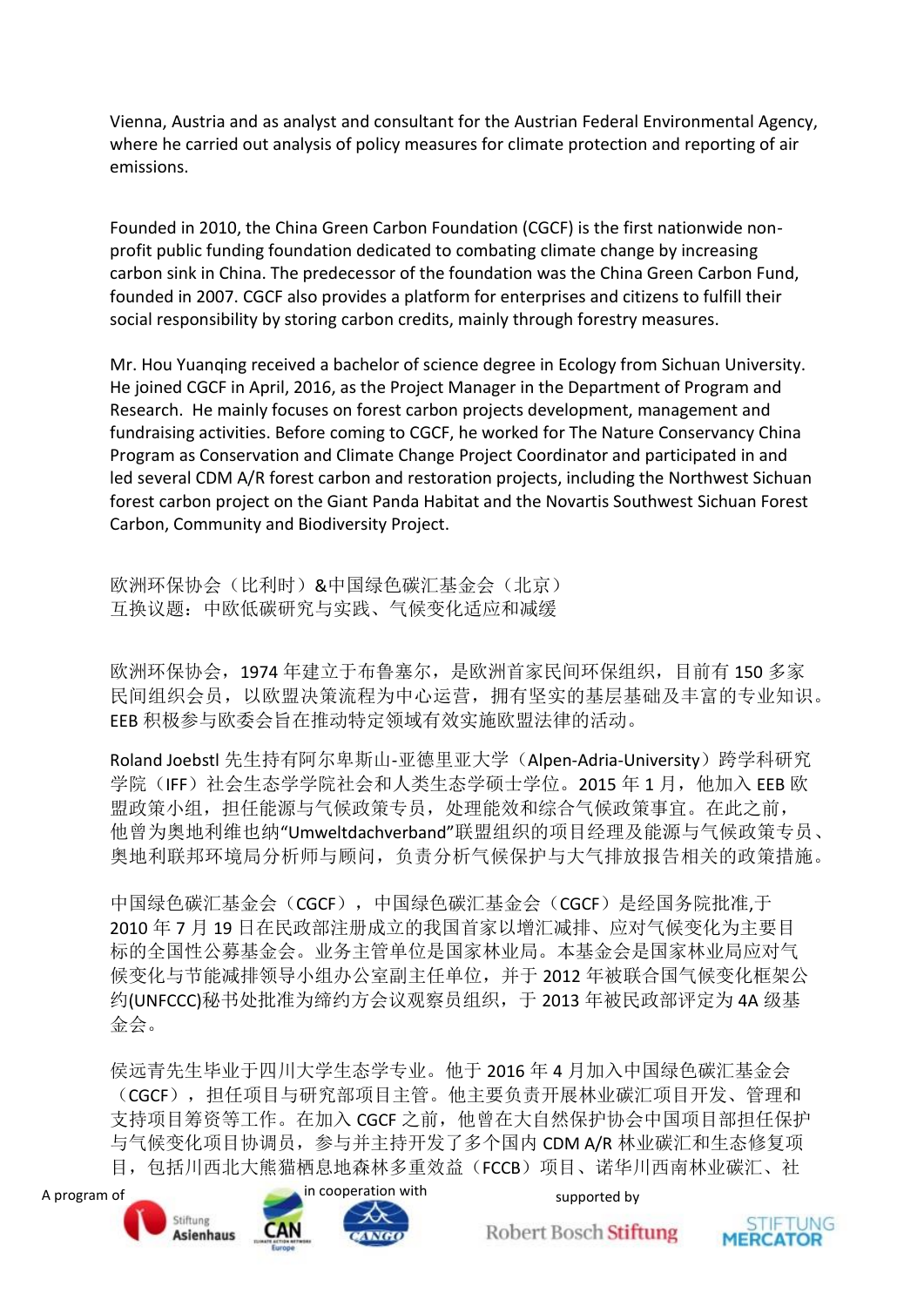Vienna, Austria and as analyst and consultant for the Austrian Federal Environmental Agency, where he carried out analysis of policy measures for climate protection and reporting of air emissions.

Founded in 2010, the China Green Carbon Foundation (CGCF) is the first nationwide non-profit public funding foundation dedicated to combating climate change by increasing carbon sink in China. The predecessor of the foundation was the China Green Carbon Fund, founded in 2007. CGCF also provides a platform for enterprises and citizens to fulfill their social responsibility by storing carbon credits, mainly through forestry measures.

Mr. Hou Yuanqing received a bachelor of science degree in Ecology from Sichuan University. He joined CGCF in April, 2016, as the Project Manager in the Department of Program and Research. He mainly focuses on forest carbon projects development, management and fundraising activities. Before coming to CGCF, he worked for The Nature Conservancy China Program as Conservation and Climate Change Project Coordinator and participated in and led several CDM A/R forest carbon and restoration projects, including the Northwest Sichuan forest carbon project on the Giant Panda Habitat and the Novartis Southwest Sichuan Forest Carbon, Community and Biodiversity Project.

欧洲环保协会（比利时）&中国绿色碳汇基金会（北京）
互换议题：中欧低碳研究与实践、气候变化适应和减缓

欧洲环保协会，1974 年建立于布鲁塞尔，是欧洲首家民间环保组织，目前有 150 多家民间组织会员，以欧盟决策流程为中心运营，拥有坚实的基层基础及丰富的专业知识。EEB 积极参与欧委会旨在推动特定领域有效实施欧盟法律的活动。

Roland Joebstl 先生持有阿尔卑斯山-亚德里亚大学（Alpen-Adria-University）跨学科研究学院（IFF）社会生态学学院社会和人类生态学硕士学位。2015 年 1 月，他加入 EEB 欧盟政策小组，担任能源与气候政策专员，处理能效和综合气候政策事宜。在此之前，他曾为奥地利维也纳“Umweltdachverband”联盟组织的项目经理及能源与气候政策专员、奥地利联邦环境局分析师与顾问，负责分析气候保护与大气排放报告相关的政策措施。

中国绿色碳汇基金会（CGCF），中国绿色碳汇基金会（CGCF）是经国务院批准,于 2010 年 7 月 19 日在民政部注册成立的我国首家以增汇减排、应对气候变化为主要目标的全国性公募基金会。业务主管单位是国家林业局。本基金会是国家林业局应对气候变化与节能减排领导小组办公室副主任单位，并于 2012 年被联合国气候变化框架公约(UNFCCC)秘书处批准为缔约方会议观察员组织，于 2013 年被民政部评定为 4A 级基金会。

侯远青先生毕业于四川大学生态学专业。他于 2016 年 4 月加入中国绿色碳汇基金会（CGCF），担任项目与研究部项目主管。他主要负责开展林业碳汇项目开发、管理和支持项目筹资等工作。在加入 CGCF 之前，他曾在大自然保护协会中国项目部担任保护与气候变化项目协调员，参与并主持开发了多个国内 CDM A/R 林业碳汇和生态修复项目，包括川西北大熊猫栖息地森林多重效益（FCCB）项目、诺华川西南林业碳汇、社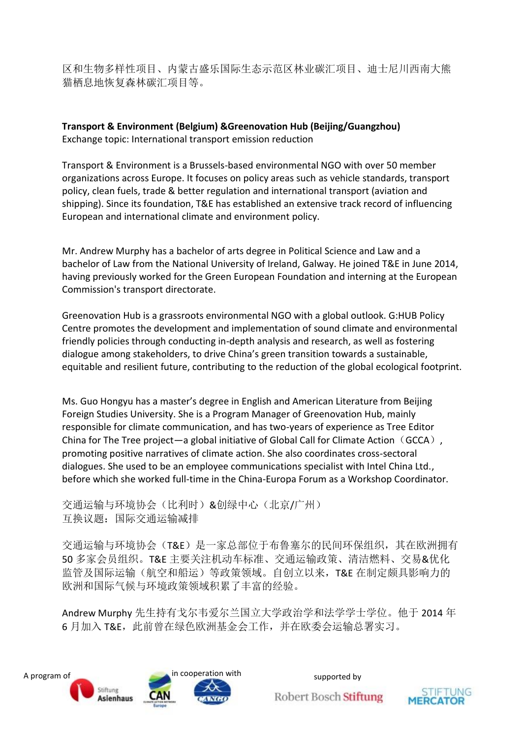区和生物多样性项目、内蒙古盛乐国际生态示范区林业碳汇项目、迪士尼川西南大熊猫栖息地恢复森林碳汇项目等。

**Transport & Environment (Belgium) &Greenovation Hub (Beijing/Guangzhou)**
Exchange topic: International transport emission reduction

Transport & Environment is a Brussels-based environmental NGO with over 50 member organizations across Europe. It focuses on policy areas such as vehicle standards, transport policy, clean fuels, trade & better regulation and international transport (aviation and shipping). Since its foundation, T&E has established an extensive track record of influencing European and international climate and environment policy.

Mr. Andrew Murphy has a bachelor of arts degree in Political Science and Law and a bachelor of Law from the National University of Ireland, Galway. He joined T&E in June 2014, having previously worked for the Green European Foundation and interning at the European Commission's transport directorate.

Greenovation Hub is a grassroots environmental NGO with a global outlook. G:HUB Policy Centre promotes the development and implementation of sound climate and environmental friendly policies through conducting in-depth analysis and research, as well as fostering dialogue among stakeholders, to drive China's green transition towards a sustainable, equitable and resilient future, contributing to the reduction of the global ecological footprint.

Ms. Guo Hongyu has a master's degree in English and American Literature from Beijing Foreign Studies University. She is a Program Manager of Greenovation Hub, mainly responsible for climate communication, and has two-years of experience as Tree Editor China for The Tree project—a global initiative of Global Call for Climate Action（GCCA）, promoting positive narratives of climate action. She also coordinates cross-sectoral dialogues. She used to be an employee communications specialist with Intel China Ltd., before which she worked full-time in the China-Europa Forum as a Workshop Coordinator.

交通运输与环境协会（比利时）&创绿中心（北京/广州）
互换议题：国际交通运输减排

交通运输与环境协会（T&E）是一家总部位于布鲁塞尔的民间环保组织，其在欧洲拥有50多家会员组织。T&E主要关注机动车标准、交通运输政策、清洁燃料、交易&优化监管及国际运输（航空和船运）等政策领域。自创立以来，T&E在制定颇具影响力的欧洲和国际气候与环境政策领域积累了丰富的经验。

Andrew Murphy 先生持有戈尔韦爱尔兰国立大学政治学和法学学士学位。他于2014年6月加入T&E，此前曾在绿色欧洲基金会工作，并在欧委会运输总署实习。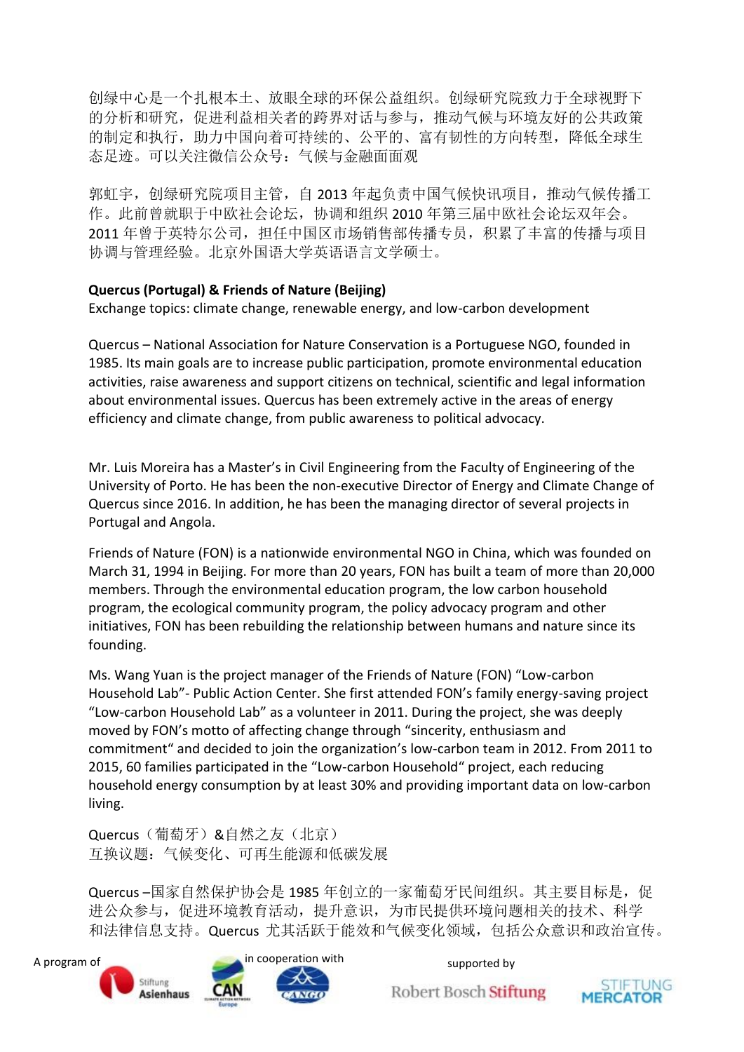创绿中心是一个扎根本土、放眼全球的环保公益组织。创绿研究院致力于全球视野下的分析和研究，促进利益相关者的跨界对话与参与，推动气候与环境友好的公共政策的制定和执行，助力中国向着可持续的、公平的、富有韧性的方向转型，降低全球生态足迹。可以关注微信公众号：气候与金融面面观

郭虹宇，创绿研究院项目主管，自 2013 年起负责中国气候快讯项目，推动气候传播工作。此前曾就职于中欧社会论坛，协调和组织 2010 年第三届中欧社会论坛双年会。2011 年曾于英特尔公司，担任中国区市场销售部传播专员，积累了丰富的传播与项目协调与管理经验。北京外国语大学英语语言文学硕士。

**Quercus (Portugal) & Friends of Nature (Beijing)**
Exchange topics: climate change, renewable energy, and low-carbon development

Quercus – National Association for Nature Conservation is a Portuguese NGO, founded in 1985. Its main goals are to increase public participation, promote environmental education activities, raise awareness and support citizens on technical, scientific and legal information about environmental issues. Quercus has been extremely active in the areas of energy efficiency and climate change, from public awareness to political advocacy.

Mr. Luis Moreira has a Master's in Civil Engineering from the Faculty of Engineering of the University of Porto. He has been the non-executive Director of Energy and Climate Change of Quercus since 2016. In addition, he has been the managing director of several projects in Portugal and Angola.

Friends of Nature (FON) is a nationwide environmental NGO in China, which was founded on March 31, 1994 in Beijing. For more than 20 years, FON has built a team of more than 20,000 members. Through the environmental education program, the low carbon household program, the ecological community program, the policy advocacy program and other initiatives, FON has been rebuilding the relationship between humans and nature since its founding.

Ms. Wang Yuan is the project manager of the Friends of Nature (FON) "Low-carbon Household Lab"- Public Action Center. She first attended FON's family energy-saving project "Low-carbon Household Lab" as a volunteer in 2011. During the project, she was deeply moved by FON's motto of affecting change through "sincerity, enthusiasm and commitment" and decided to join the organization's low-carbon team in 2012. From 2011 to 2015, 60 families participated in the "Low-carbon Household" project, each reducing household energy consumption by at least 30% and providing important data on low-carbon living.

Quercus（葡萄牙）&自然之友（北京）
互换议题：气候变化、可再生能源和低碳发展

Quercus –国家自然保护协会是 1985 年创立的一家葡萄牙民间组织。其主要目标是，促进公众参与，促进环境教育活动，提升意识，为市民提供环境问题相关的技术、科学和法律信息支持。Quercus 尤其活跃于能效和气候变化领域，包括公众意识和政治宣传。

A program of Stiftung Asienhaus in cooperation with CAN Europe, CANGO supported by Robert Bosch Stiftung, Stiftung Mercator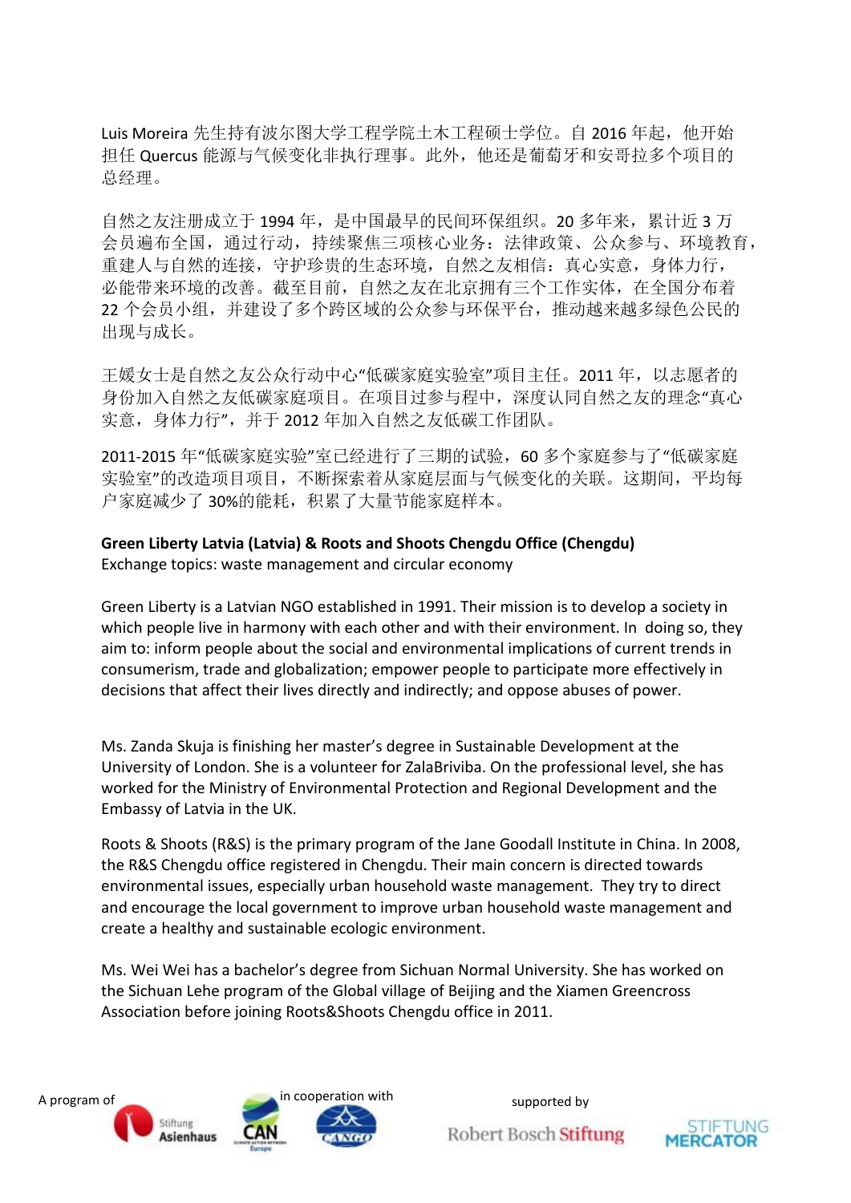Luis Moreira 先生持有波尔图大学工程学院土木工程硕士学位。自 2016 年起，他开始担任 Quercus 能源与气候变化非执行理事。此外，他还是葡萄牙和安哥拉多个项目的总经理。

自然之友注册成立于 1994 年，是中国最早的民间环保组织。20 多年来，累计近 3 万会员遍布全国，通过行动，持续聚焦三项核心业务：法律政策、公众参与、环境教育，重建人与自然的连接，守护珍贵的生态环境，自然之友相信：真心实意，身体力行，必能带来环境的改善。截至目前，自然之友在北京拥有三个工作实体，在全国分布着 22 个会员小组，并建设了多个跨区域的公众参与环保平台，推动越来越多绿色公民的出现与成长。

王媛女士是自然之友公众行动中心"低碳家庭实验室"项目主任。2011 年，以志愿者的身份加入自然之友低碳家庭项目。在项目过参与程中，深度认同自然之友的理念"真心实意，身体力行"，并于 2012 年加入自然之友低碳工作团队。

2011-2015 年"低碳家庭实验"室已经进行了三期的试验，60 多个家庭参与了"低碳家庭实验室"的改造项目项目，不断探索着从家庭层面与气候变化的关联。这期间，平均每户家庭减少了 30%的能耗，积累了大量节能家庭样本。

**Green Liberty Latvia (Latvia) & Roots and Shoots Chengdu Office (Chengdu)**
Exchange topics: waste management and circular economy

Green Liberty is a Latvian NGO established in 1991. Their mission is to develop a society in which people live in harmony with each other and with their environment. In doing so, they aim to: inform people about the social and environmental implications of current trends in consumerism, trade and globalization; empower people to participate more effectively in decisions that affect their lives directly and indirectly; and oppose abuses of power.

Ms. Zanda Skuja is finishing her master's degree in Sustainable Development at the University of London. She is a volunteer for ZalaBriviba. On the professional level, she has worked for the Ministry of Environmental Protection and Regional Development and the Embassy of Latvia in the UK.

Roots & Shoots (R&S) is the primary program of the Jane Goodall Institute in China. In 2008, the R&S Chengdu office registered in Chengdu. Their main concern is directed towards environmental issues, especially urban household waste management. They try to direct and encourage the local government to improve urban household waste management and create a healthy and sustainable ecologic environment.

Ms. Wei Wei has a bachelor's degree from Sichuan Normal University. She has worked on the Sichuan Lehe program of the Global village of Beijing and the Xiamen Greencross Association before joining Roots&Shoots Chengdu office in 2011.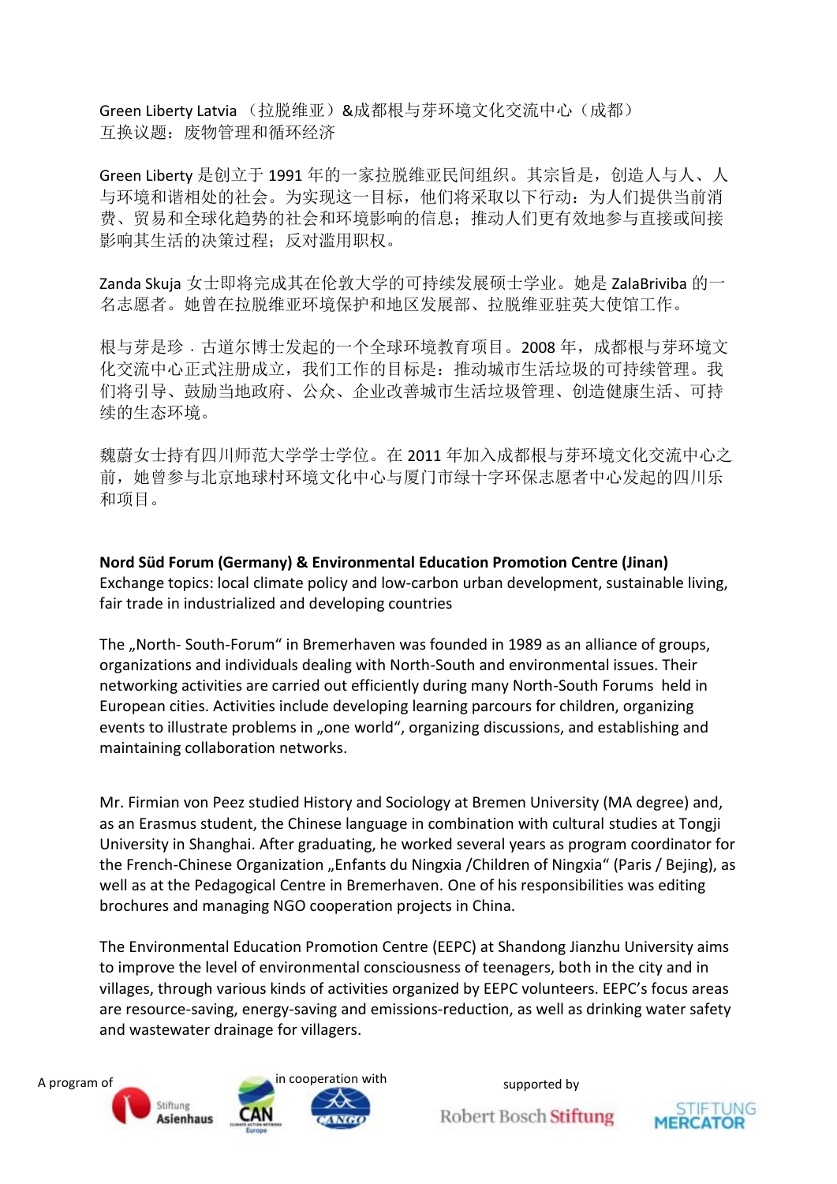Green Liberty Latvia （拉脱维亚）&成都根与芽环境文化交流中心（成都）
互换议题：废物管理和循环经济

Green Liberty 是创立于 1991 年的一家拉脱维亚民间组织。其宗旨是，创造人与人、人与环境和谐相处的社会。为实现这一目标，他们将采取以下行动：为人们提供当前消费、贸易和全球化趋势的社会和环境影响的信息；推动人们更有效地参与直接或间接影响其生活的决策过程；反对滥用职权。

Zanda Skuja 女士即将完成其在伦敦大学的可持续发展硕士学业。她是 ZalaBriviba 的一名志愿者。她曾在拉脱维亚环境保护和地区发展部、拉脱维亚驻英大使馆工作。

根与芽是珍．古道尔博士发起的一个全球环境教育项目。2008 年，成都根与芽环境文化交流中心正式注册成立，我们工作的目标是：推动城市生活垃圾的可持续管理。我们将引导、鼓励当地政府、公众、企业改善城市生活垃圾管理、创造健康生活、可持续的生态环境。

魏蔚女士持有四川师范大学学士学位。在 2011 年加入成都根与芽环境文化交流中心之前，她曾参与北京地球村环境文化中心与厦门市绿十字环保志愿者中心发起的四川乐和项目。

**Nord Süd Forum (Germany) & Environmental Education Promotion Centre (Jinan)**
Exchange topics: local climate policy and low-carbon urban development, sustainable living, fair trade in industrialized and developing countries

The „North- South-Forum" in Bremerhaven was founded in 1989 as an alliance of groups, organizations and individuals dealing with North-South and environmental issues. Their networking activities are carried out efficiently during many North-South Forums held in European cities. Activities include developing learning parcours for children, organizing events to illustrate problems in „one world", organizing discussions, and establishing and maintaining collaboration networks.

Mr. Firmian von Peez studied History and Sociology at Bremen University (MA degree) and, as an Erasmus student, the Chinese language in combination with cultural studies at Tongji University in Shanghai. After graduating, he worked several years as program coordinator for the French-Chinese Organization „Enfants du Ningxia /Children of Ningxia" (Paris / Bejing), as well as at the Pedagogical Centre in Bremerhaven. One of his responsibilities was editing brochures and managing NGO cooperation projects in China.

The Environmental Education Promotion Centre (EEPC) at Shandong Jianzhu University aims to improve the level of environmental consciousness of teenagers, both in the city and in villages, through various kinds of activities organized by EEPC volunteers. EEPC's focus areas are resource-saving, energy-saving and emissions-reduction, as well as drinking water safety and wastewater drainage for villagers.

A program of Stiftung Asienhaus in cooperation with CAN Europe, CANGO supported by Robert Bosch Stiftung, Stiftung Mercator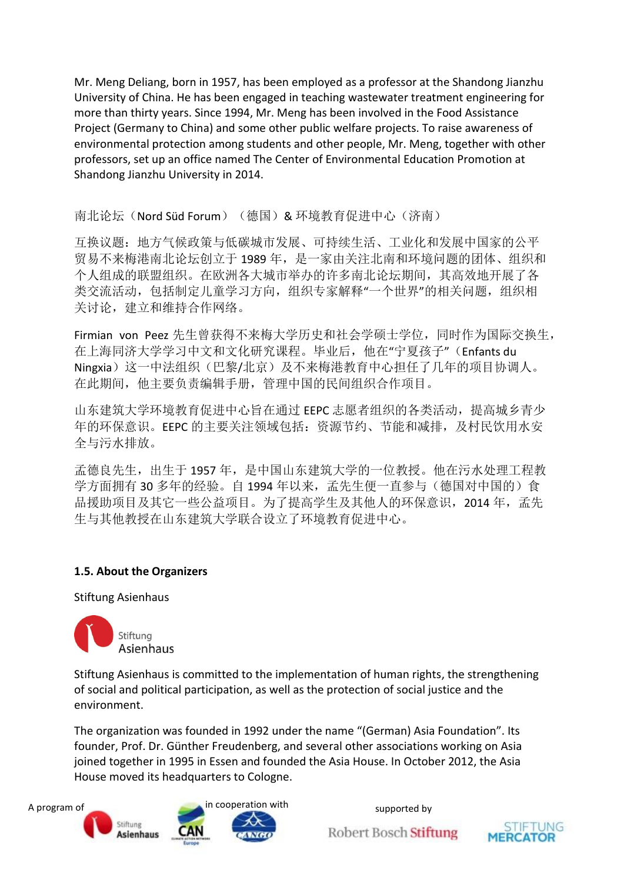Mr. Meng Deliang, born in 1957, has been employed as a professor at the Shandong Jianzhu University of China. He has been engaged in teaching wastewater treatment engineering for more than thirty years. Since 1994, Mr. Meng has been involved in the Food Assistance Project (Germany to China) and some other public welfare projects. To raise awareness of environmental protection among students and other people, Mr. Meng, together with other professors, set up an office named The Center of Environmental Education Promotion at Shandong Jianzhu University in 2014.

南北论坛（Nord Süd Forum）（德国）& 环境教育促进中心（济南）

互换议题：地方气候政策与低碳城市发展、可持续生活、工业化和发展中国家的公平贸易不来梅港南北论坛创立于 1989 年，是一家由关注北南和环境问题的团体、组织和个人组成的联盟组织。在欧洲各大城市举办的许多南北论坛期间，其高效地开展了各类交流活动，包括制定儿童学习方向，组织专家解释"一个世界"的相关问题，组织相关讨论，建立和维持合作网络。

Firmian von Peez 先生曾获得不来梅大学历史和社会学硕士学位，同时作为国际交换生，在上海同济大学学习中文和文化研究课程。毕业后，他在"宁夏孩子"（Enfants du Ningxia）这一中法组织（巴黎/北京）及不来梅港教育中心担任了几年的项目协调人。在此期间，他主要负责编辑手册，管理中国的民间组织合作项目。

山东建筑大学环境教育促进中心旨在通过 EEPC 志愿者组织的各类活动，提高城乡青少年的环保意识。EEPC 的主要关注领域包括：资源节约、节能和减排，及村民饮用水安全与污水排放。

孟德良先生，出生于 1957 年，是中国山东建筑大学的一位教授。他在污水处理工程教学方面拥有 30 多年的经验。自 1994 年以来，孟先生便一直参与（德国对中国的）食品援助项目及其它一些公益项目。为了提高学生及其他人的环保意识，2014 年，孟先生与其他教授在山东建筑大学联合设立了环境教育促进中心。

### 1.5. About the Organizers

Stiftung Asienhaus

Stiftung Asienhaus

Stiftung Asienhaus is committed to the implementation of human rights, the strengthening of social and political participation, as well as the protection of social justice and the environment.

The organization was founded in 1992 under the name "(German) Asia Foundation". Its founder, Prof. Dr. Günther Freudenberg, and several other associations working on Asia joined together in 1995 in Essen and founded the Asia House. In October 2012, the Asia House moved its headquarters to Cologne.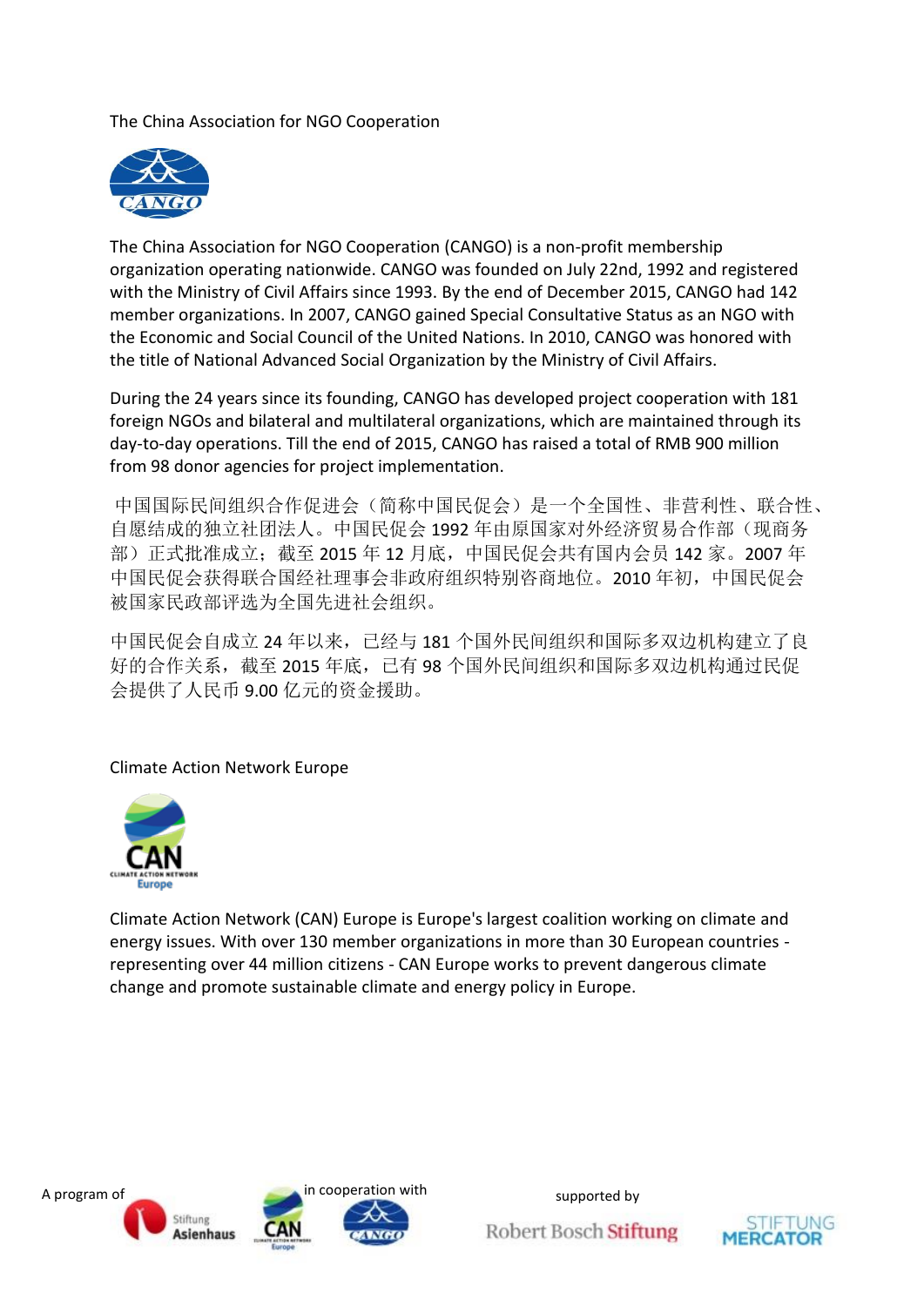## The China Association for NGO Cooperation

The China Association for NGO Cooperation (CANGO) is a non-profit membership organization operating nationwide. CANGO was founded on July 22nd, 1992 and registered with the Ministry of Civil Affairs since 1993. By the end of December 2015, CANGO had 142 member organizations. In 2007, CANGO gained Special Consultative Status as an NGO with the Economic and Social Council of the United Nations. In 2010, CANGO was honored with the title of National Advanced Social Organization by the Ministry of Civil Affairs.

During the 24 years since its founding, CANGO has developed project cooperation with 181 foreign NGOs and bilateral and multilateral organizations, which are maintained through its day-to-day operations. Till the end of 2015, CANGO has raised a total of RMB 900 million from 98 donor agencies for project implementation.

中国国际民间组织合作促进会（简称中国民促会）是一个全国性、非营利性、联合性、自愿结成的独立社团法人。中国民促会 1992 年由原国家对外经济贸易合作部（现商务部）正式批准成立；截至 2015 年 12 月底，中国民促会共有国内会员 142 家。2007 年中国民促会获得联合国经社理事会非政府组织特别咨商地位。2010 年初，中国民促会被国家民政部评选为全国先进社会组织。

中国民促会自成立 24 年以来，已经与 181 个国外民间组织和国际多双边机构建立了良好的合作关系，截至 2015 年底，已有 98 个国外民间组织和国际多双边机构通过民促会提供了人民币 9.00 亿元的资金援助。

## Climate Action Network Europe

Climate Action Network (CAN) Europe is Europe's largest coalition working on climate and energy issues. With over 130 member organizations in more than 30 European countries - representing over 44 million citizens - CAN Europe works to prevent dangerous climate change and promote sustainable climate and energy policy in Europe.

A program of Stiftung Asienhaus in cooperation with CAN Europe, CANGO supported by Robert Bosch Stiftung, Stiftung Mercator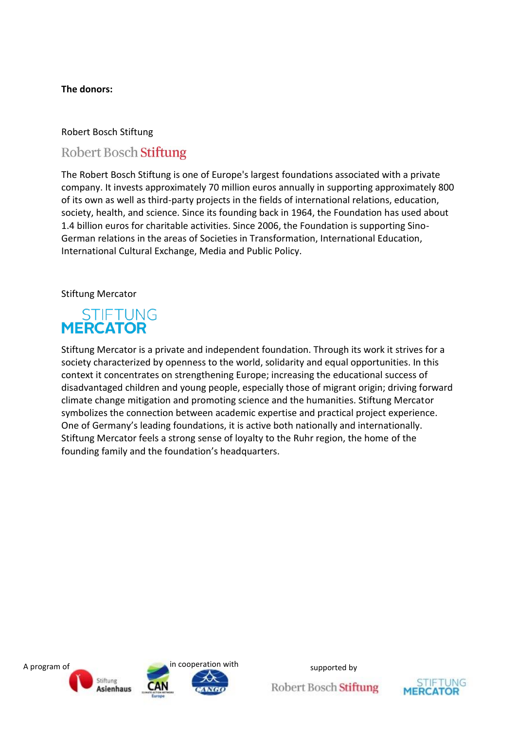**The donors:**

Robert Bosch Stiftung

Robert Bosch Stiftung

The Robert Bosch Stiftung is one of Europe's largest foundations associated with a private company. It invests approximately 70 million euros annually in supporting approximately 800 of its own as well as third-party projects in the fields of international relations, education, society, health, and science. Since its founding back in 1964, the Foundation has used about 1.4 billion euros for charitable activities. Since 2006, the Foundation is supporting Sino-German relations in the areas of Societies in Transformation, International Education, International Cultural Exchange, Media and Public Policy.

Stiftung Mercator

STIFTUNG MERCATOR

Stiftung Mercator is a private and independent foundation. Through its work it strives for a society characterized by openness to the world, solidarity and equal opportunities. In this context it concentrates on strengthening Europe; increasing the educational success of disadvantaged children and young people, especially those of migrant origin; driving forward climate change mitigation and promoting science and the humanities. Stiftung Mercator symbolizes the connection between academic expertise and practical project experience. One of Germany's leading foundations, it is active both nationally and internationally. Stiftung Mercator feels a strong sense of loyalty to the Ruhr region, the home of the founding family and the foundation's headquarters.

A program of Stiftung Asienhaus in cooperation with CAN Europe, CANGO supported by Robert Bosch Stiftung, Stiftung Mercator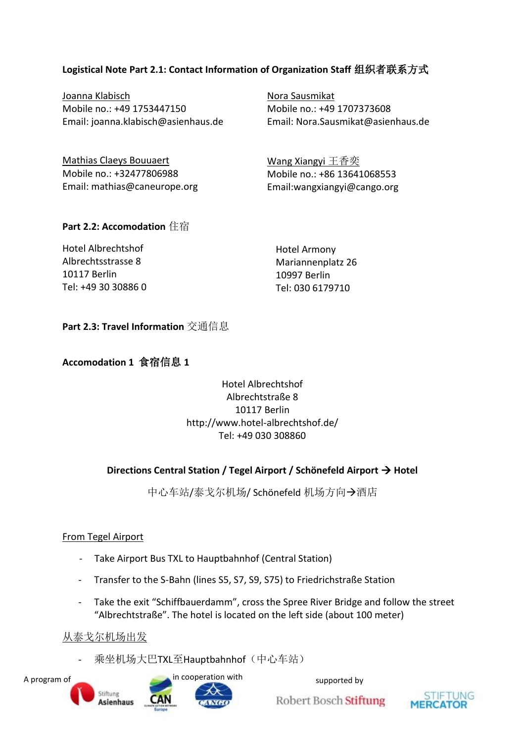**Logistical Note Part 2.1: Contact Information of Organization Staff 组织者联系方式**

Joanna Klabisch
Mobile no.: +49 1753447150
Email: joanna.klabisch@asienhaus.de

Nora Sausmikat
Mobile no.: +49 1707373608
Email: Nora.Sausmikat@asienhaus.de

Mathias Claeys Bouuaert
Mobile no.: +32477806988
Email: mathias@caneurope.org

Wang Xiangyi 王香奕
Mobile no.: +86 13641068553
Email:wangxiangyi@cango.org

**Part 2.2: Accomodation** 住宿

Hotel Albrechtshof
Albrechtsstrasse 8
10117 Berlin
Tel: +49 30 30886 0

Hotel Armony
Mariannenplatz 26
10997 Berlin
Tel: 030 6179710

**Part 2.3: Travel Information** 交通信息

**Accomodation 1 食宿信息 1**

Hotel Albrechtshof
Albrechtstraße 8
10117 Berlin
http://www.hotel-albrechtshof.de/
Tel: +49 030 308860

**Directions Central Station / Tegel Airport / Schönefeld Airport → Hotel**

中心车站/泰戈尔机场/ Schönefeld 机场方向→酒店

From Tegel Airport

- Take Airport Bus TXL to Hauptbahnhof (Central Station)
- Transfer to the S-Bahn (lines S5, S7, S9, S75) to Friedrichstraße Station
- Take the exit "Schiffbauerdamm", cross the Spree River Bridge and follow the street "Albrechtstraße". The hotel is located on the left side (about 100 meter)

从泰戈尔机场出发

- 乘坐机场大巴TXL至Hauptbahnhof（中心车站）

A program of Stiftung Asienhaus in cooperation with CAN Europe, CANGO supported by Robert Bosch Stiftung, Stiftung Mercator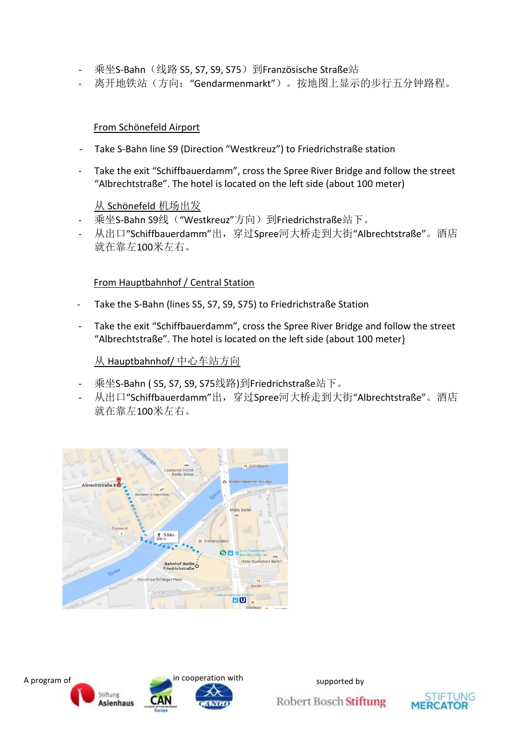- 乘坐S-Bahn（线路 S5, S7, S9, S75）到Französische Straße站
- 离开地铁站（方向：“Gendarmenmarkt”）。按地图上显示的步行五分钟路程。

From Schönefeld Airport

- Take S-Bahn line S9 (Direction “Westkreuz”) to Friedrichstraße station
- Take the exit “Schiffbauerdamm”, cross the Spree River Bridge and follow the street “Albrechtstraße”. The hotel is located on the left side (about 100 meter)

从 Schönefeld 机场出发

- 乘坐S-Bahn S9线（“Westkreuz”方向）到Friedrichstraße站下。
- 从出口“Schiffbauerdamm”出，穿过Spree河大桥走到大街“Albrechtstraße”。酒店就在靠左100米左右。

From Hauptbahnhof / Central Station

- Take the S-Bahn (lines S5, S7, S9, S75) to Friedrichstraße Station
- Take the exit “Schiffbauerdamm”, cross the Spree River Bridge and follow the street “Albrechtstraße”. The hotel is located on the left side (about 100 meter)

从 Hauptbahnhof/ 中心车站方向

- 乘坐S-Bahn ( S5, S7, S9, S75线路)到Friedrichstraße站下。
- 从出口“Schiffbauerdamm”出，穿过Spree河大桥走到大街“Albrechtstraße”。酒店就在靠左100米左右。

A program of Stiftung Asienhaus in cooperation with CAN Climate Action Network Europe, CANGO supported by Robert Bosch Stiftung, Stiftung Mercator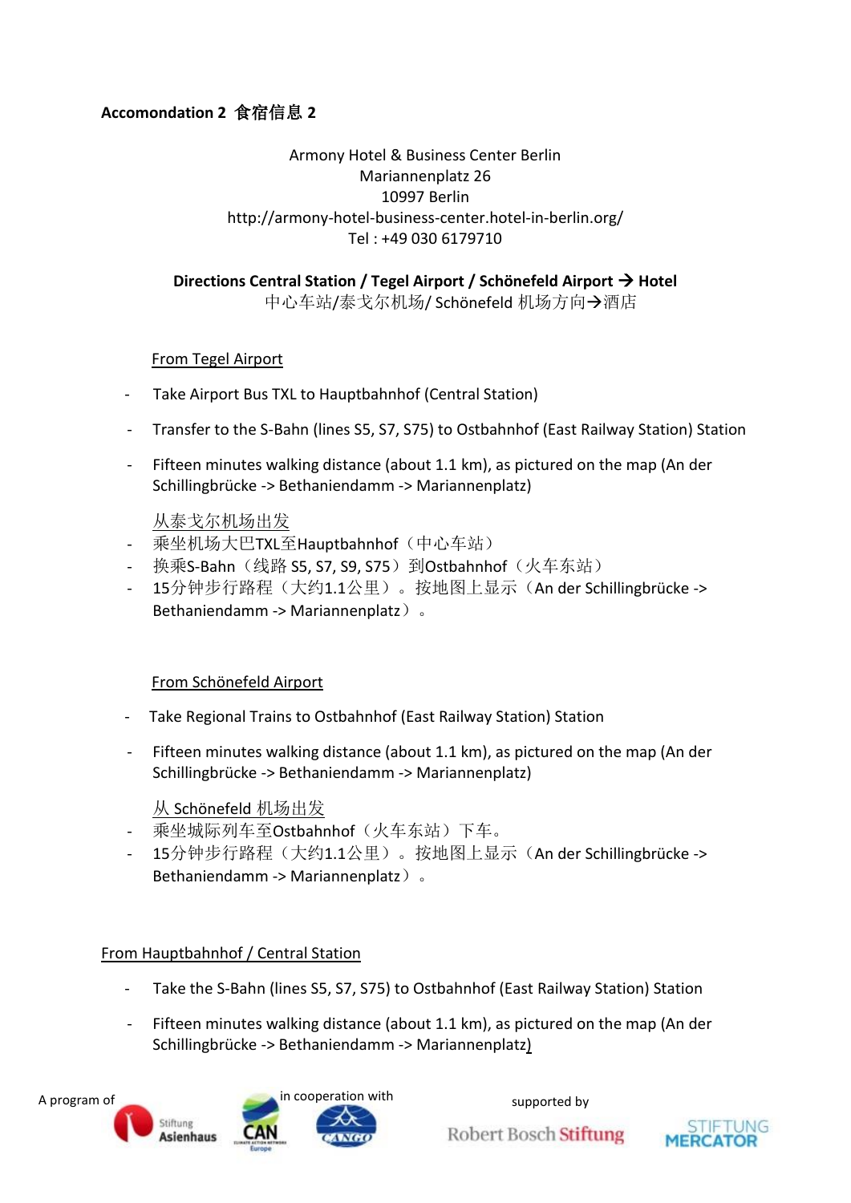**Accomondation 2 食宿信息 2**

Armony Hotel & Business Center Berlin
Mariannenplatz 26
10997 Berlin
http://armony-hotel-business-center.hotel-in-berlin.org/
Tel : +49 030 6179710

**Directions Central Station / Tegel Airport / Schönefeld Airport → Hotel**
中心车站/泰戈尔机场/ Schönefeld 机场方向→酒店

From Tegel Airport

- Take Airport Bus TXL to Hauptbahnhof (Central Station)
- Transfer to the S-Bahn (lines S5, S7, S75) to Ostbahnhof (East Railway Station) Station
- Fifteen minutes walking distance (about 1.1 km), as pictured on the map (An der Schillingbrücke -> Bethaniendamm -> Mariannenplatz)

从泰戈尔机场出发
- 乘坐机场大巴TXL至Hauptbahnhof（中心车站）
- 换乘S-Bahn（线路 S5, S7, S9, S75）到Ostbahnhof（火车东站）
- 15分钟步行路程（大约1.1公里）。按地图上显示（An der Schillingbrücke -> Bethaniendamm -> Mariannenplatz）。

From Schönefeld Airport

- Take Regional Trains to Ostbahnhof (East Railway Station) Station
- Fifteen minutes walking distance (about 1.1 km), as pictured on the map (An der Schillingbrücke -> Bethaniendamm -> Mariannenplatz)

从 Schönefeld 机场出发
- 乘坐城际列车至Ostbahnhof（火车东站）下车。
- 15分钟步行路程（大约1.1公里）。按地图上显示（An der Schillingbrücke -> Bethaniendamm -> Mariannenplatz）。

From Hauptbahnhof / Central Station

- Take the S-Bahn (lines S5, S7, S75) to Ostbahnhof (East Railway Station) Station
- Fifteen minutes walking distance (about 1.1 km), as pictured on the map (An der Schillingbrücke -> Bethaniendamm -> Mariannenplatz)

A program of Stiftung Asienhaus in cooperation with CAN Europe, CANGO supported by Robert Bosch Stiftung, Stiftung Mercator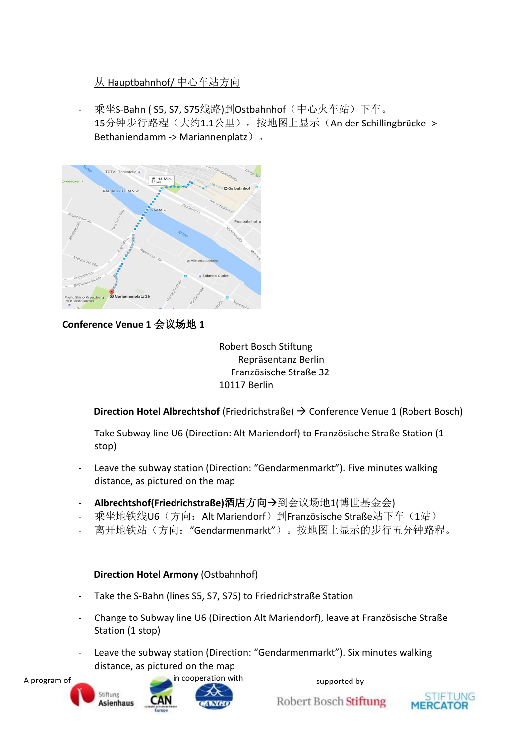从 Hauptbahnhof/ 中心车站方向

- 乘坐S-Bahn ( S5, S7, S75线路)到Ostbahnhof（中心火车站）下车。
- 15分钟步行路程（大约1.1公里）。按地图上显示（An der Schillingbrücke -> Bethaniendamm -> Mariannenplatz）。

**Conference Venue 1 会议场地 1**

Robert Bosch Stiftung
Repräsentanz Berlin
Französische Straße 32
10117 Berlin

**Direction Hotel Albrechtshof** (Friedrichstraße) → Conference Venue 1 (Robert Bosch)

- Take Subway line U6 (Direction: Alt Mariendorf) to Französische Straße Station (1 stop)
- Leave the subway station (Direction: “Gendarmenmarkt”). Five minutes walking distance, as pictured on the map
- **Albrechtshof(Friedrichstraße)酒店方向**→到会议场地1(博世基金会)
- 乘坐地铁线U6（方向：Alt Mariendorf）到Französische Straße站下车（1站）
- 离开地铁站（方向：“Gendarmenmarkt”）。按地图上显示的步行五分钟路程。

**Direction Hotel Armony** (Ostbahnhof)

- Take the S-Bahn (lines S5, S7, S75) to Friedrichstraße Station
- Change to Subway line U6 (Direction Alt Mariendorf), leave at Französische Straße Station (1 stop)
- Leave the subway station (Direction: “Gendarmenmarkt”). Six minutes walking distance, as pictured on the map

A program of Stiftung Asienhaus in cooperation with CAN Europe, CANGO supported by Robert Bosch Stiftung, Stiftung Mercator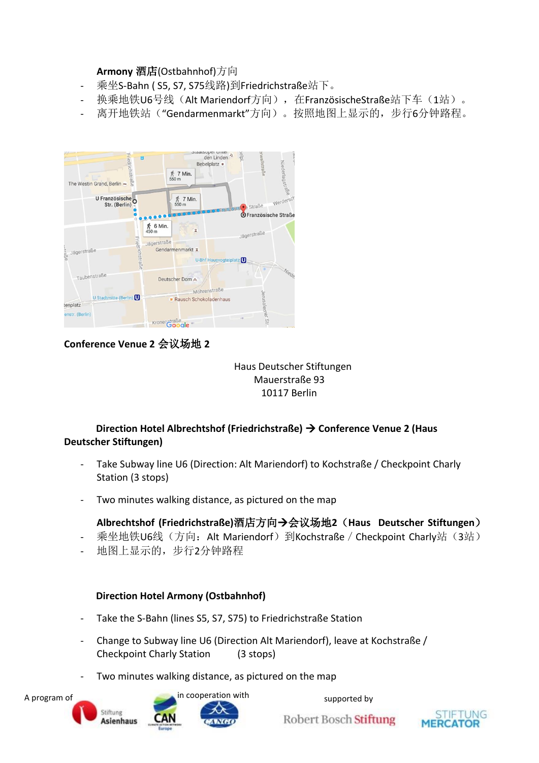**Armony 酒店(Ostbahnhof)方向**

- 乘坐S-Bahn ( S5, S7, S75线路)到Friedrichstraße站下。
- 换乘地铁U6号线（Alt Mariendorf方向），在FranzösischeStraße站下车（1站）。
- 离开地铁站（"Gendarmenmarkt"方向）。按照地图上显示的，步行6分钟路程。

## Conference Venue 2 会议场地 2

Haus Deutscher Stiftungen
Mauerstraße 93
10117 Berlin

**Direction Hotel Albrechtshof (Friedrichstraße) → Conference Venue 2 (Haus Deutscher Stiftungen)**

- Take Subway line U6 (Direction: Alt Mariendorf) to Kochstraße / Checkpoint Charly Station (3 stops)
- Two minutes walking distance, as pictured on the map

**Albrechtshof (Friedrichstraße)酒店方向→会议场地2（Haus Deutscher Stiftungen）**

- 乘坐地铁U6线（方向：Alt Mariendorf）到Kochstraße / Checkpoint Charly站（3站）
- 地图上显示的，步行2分钟路程

**Direction Hotel Armony (Ostbahnhof)**

- Take the S-Bahn (lines S5, S7, S75) to Friedrichstraße Station
- Change to Subway line U6 (Direction Alt Mariendorf), leave at Kochstraße / Checkpoint Charly Station (3 stops)
- Two minutes walking distance, as pictured on the map

A program of Stiftung Asienhaus in cooperation with CAN Europe, CANGO supported by Robert Bosch Stiftung, Stiftung Mercator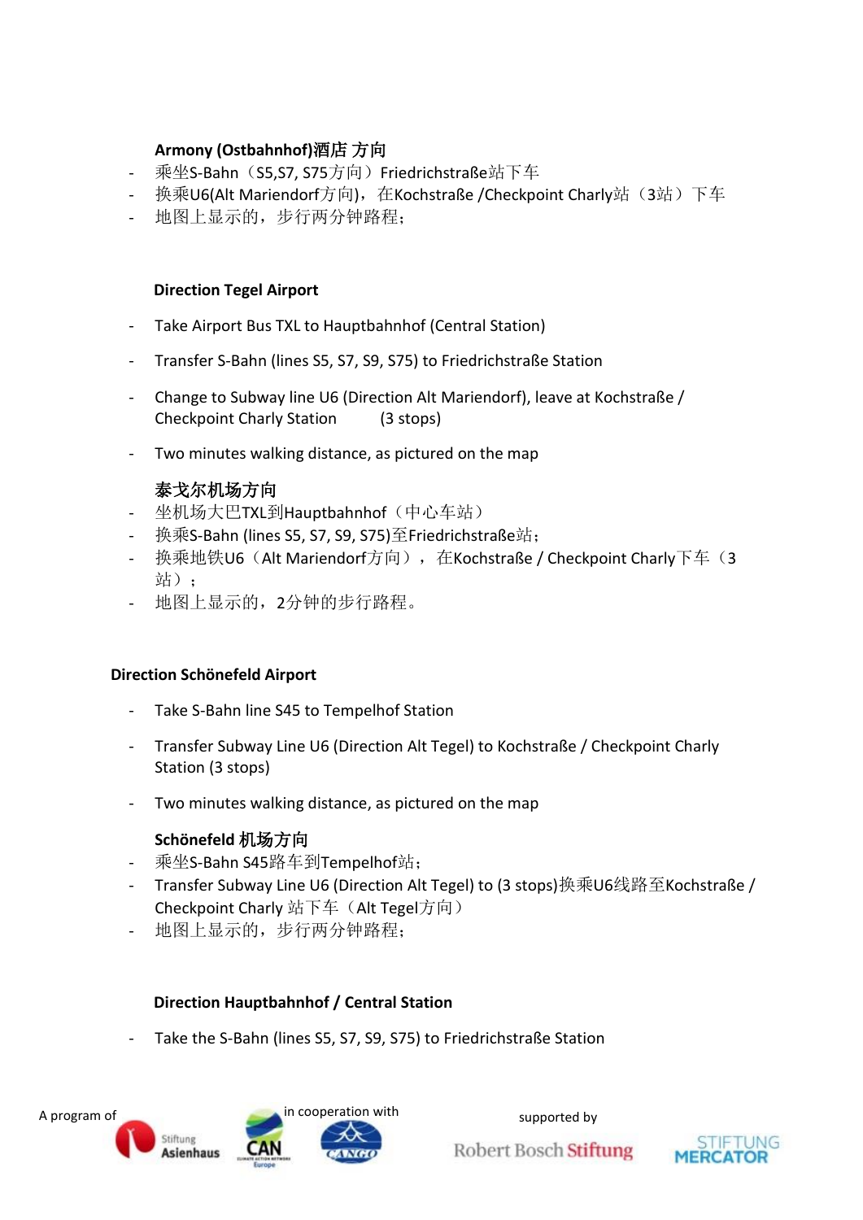**Armony (Ostbahnhof)酒店 方向**

- 乘坐S-Bahn（S5,S7, S75方向）Friedrichstraße站下车
- 换乘U6(Alt Mariendorf方向)，在Kochstraße /Checkpoint Charly站（3站）下车
- 地图上显示的，步行两分钟路程；

**Direction Tegel Airport**

- Take Airport Bus TXL to Hauptbahnhof (Central Station)
- Transfer S-Bahn (lines S5, S7, S9, S75) to Friedrichstraße Station
- Change to Subway line U6 (Direction Alt Mariendorf), leave at Kochstraße / Checkpoint Charly Station (3 stops)
- Two minutes walking distance, as pictured on the map

**泰戈尔机场方向**

- 坐机场大巴TXL到Hauptbahnhof（中心车站）
- 换乘S-Bahn (lines S5, S7, S9, S75)至Friedrichstraße站；
- 换乘地铁U6（Alt Mariendorf方向），在Kochstraße / Checkpoint Charly下车（3站）；
- 地图上显示的，2分钟的步行路程。

**Direction Schönefeld Airport**

- Take S-Bahn line S45 to Tempelhof Station
- Transfer Subway Line U6 (Direction Alt Tegel) to Kochstraße / Checkpoint Charly Station (3 stops)
- Two minutes walking distance, as pictured on the map

**Schönefeld 机场方向**

- 乘坐S-Bahn S45路车到Tempelhof站；
- Transfer Subway Line U6 (Direction Alt Tegel) to (3 stops)换乘U6线路至Kochstraße / Checkpoint Charly 站下车（Alt Tegel方向）
- 地图上显示的，步行两分钟路程；

**Direction Hauptbahnhof / Central Station**

- Take the S-Bahn (lines S5, S7, S9, S75) to Friedrichstraße Station

A program of Stiftung Asienhaus in cooperation with CAN Europe, CANGO supported by Robert Bosch Stiftung, Stiftung Mercator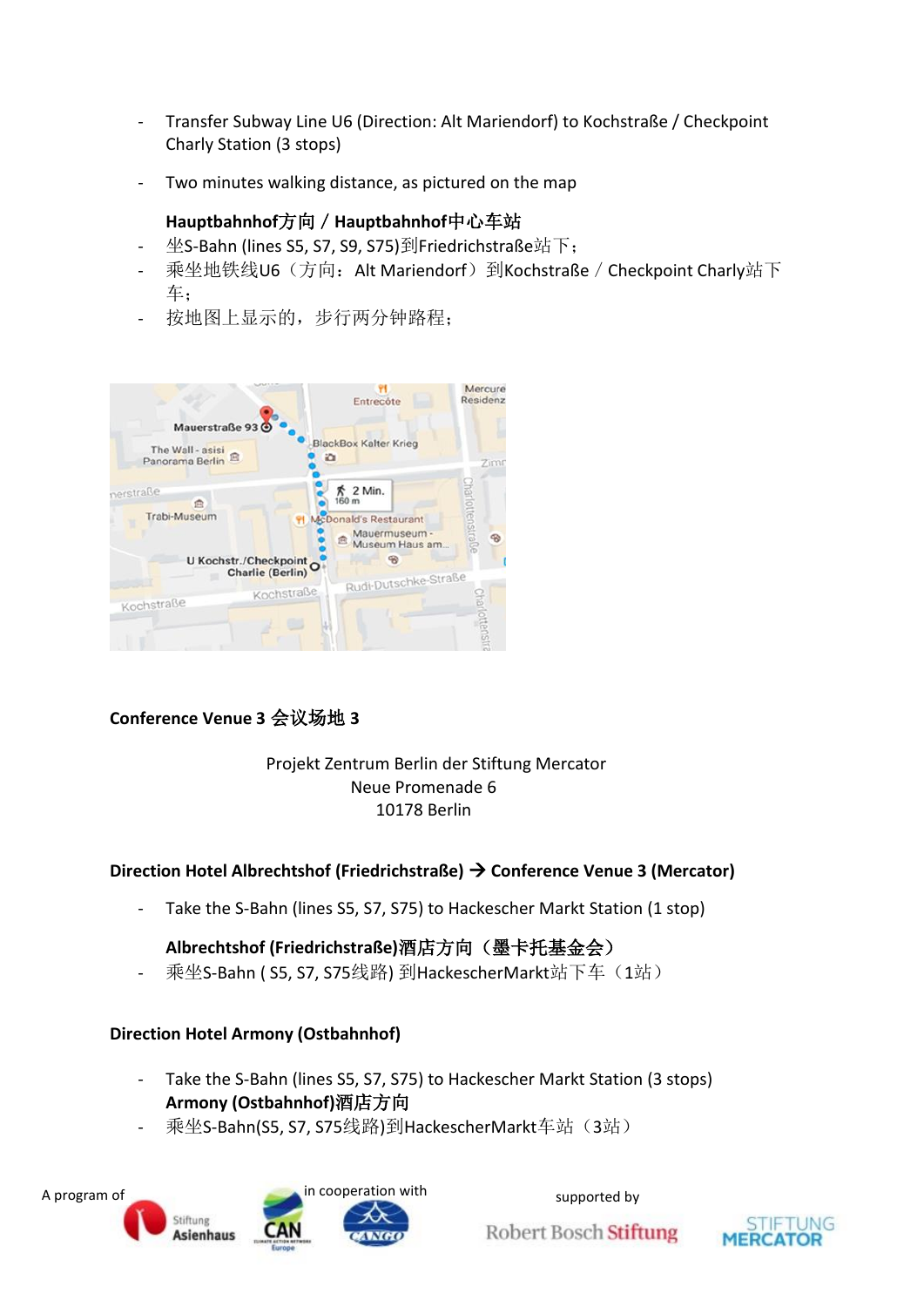- Transfer Subway Line U6 (Direction: Alt Mariendorf) to Kochstraße / Checkpoint Charly Station (3 stops)
- Two minutes walking distance, as pictured on the map

**Hauptbahnhof方向 / Hauptbahnhof中心车站**

- 坐S-Bahn (lines S5, S7, S9, S75)到Friedrichstraße站下；
- 乘坐地铁线U6（方向：Alt Mariendorf）到Kochstraße / Checkpoint Charly站下车；
- 按地图上显示的，步行两分钟路程；

**Conference Venue 3 会议场地 3**

Projekt Zentrum Berlin der Stiftung Mercator
Neue Promenade 6
10178 Berlin

**Direction Hotel Albrechtshof (Friedrichstraße) → Conference Venue 3 (Mercator)**

- Take the S-Bahn (lines S5, S7, S75) to Hackescher Markt Station (1 stop)

**Albrechtshof (Friedrichstraße)酒店方向（墨卡托基金会）**

- 乘坐S-Bahn ( S5, S7, S75线路) 到HackescherMarkt站下车（1站）

**Direction Hotel Armony (Ostbahnhof)**

- Take the S-Bahn (lines S5, S7, S75) to Hackescher Markt Station (3 stops)

**Armony (Ostbahnhof)酒店方向**

- 乘坐S-Bahn(S5, S7, S75线路)到HackescherMarkt车站（3站）

A program of Stiftung Asienhaus in cooperation with CAN Europe, CANGO supported by Robert Bosch Stiftung, Stiftung Mercator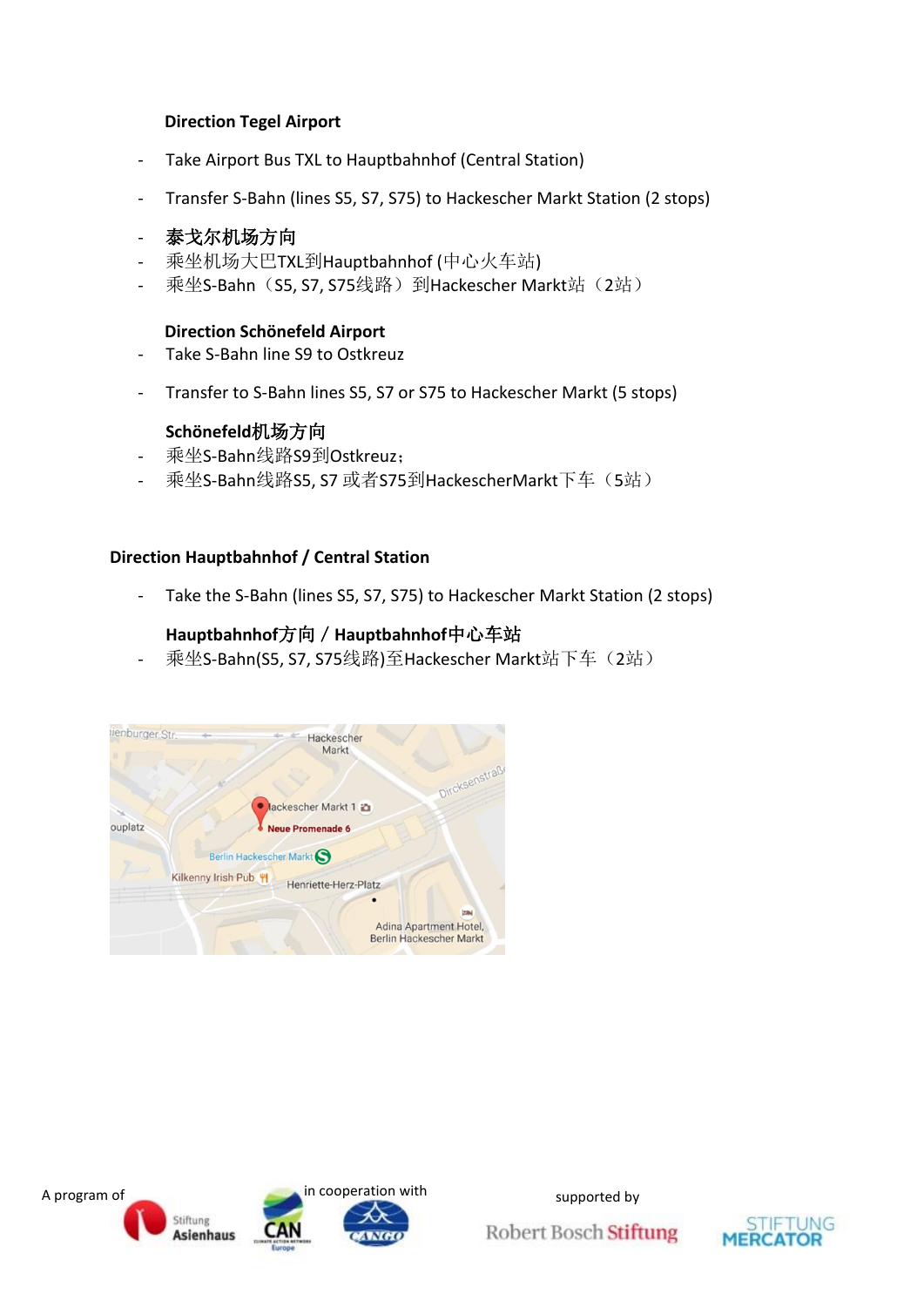**Direction Tegel Airport**

- Take Airport Bus TXL to Hauptbahnhof (Central Station)
- Transfer S-Bahn (lines S5, S7, S75) to Hackescher Markt Station (2 stops)
- **泰戈尔机场方向**
- 乘坐机场大巴TXL到Hauptbahnhof (中心火车站)
- 乘坐S-Bahn（S5, S7, S75线路）到Hackescher Markt站（2站）

**Direction Schönefeld Airport**

- Take S-Bahn line S9 to Ostkreuz
- Transfer to S-Bahn lines S5, S7 or S75 to Hackescher Markt (5 stops)

**Schönefeld机场方向**

- 乘坐S-Bahn线路S9到Ostkreuz；
- 乘坐S-Bahn线路S5, S7 或者S75到HackescherMarkt下车（5站）

**Direction Hauptbahnhof / Central Station**

- Take the S-Bahn (lines S5, S7, S75) to Hackescher Markt Station (2 stops)

**Hauptbahnhof方向 / Hauptbahnhof中心车站**

- 乘坐S-Bahn(S5, S7, S75线路)至Hackescher Markt站下车（2站）

Hackescher Markt
Dircksenstraße
Hackescher Markt 1
Neue Promenade 6
Berlin Hackescher Markt
Kilkenny Irish Pub
Henriette-Herz-Platz
Adina Apartment Hotel, Berlin Hackescher Markt

A program of Stiftung Asienhaus in cooperation with CAN Europe, CANGO supported by Robert Bosch Stiftung, Stiftung Mercator